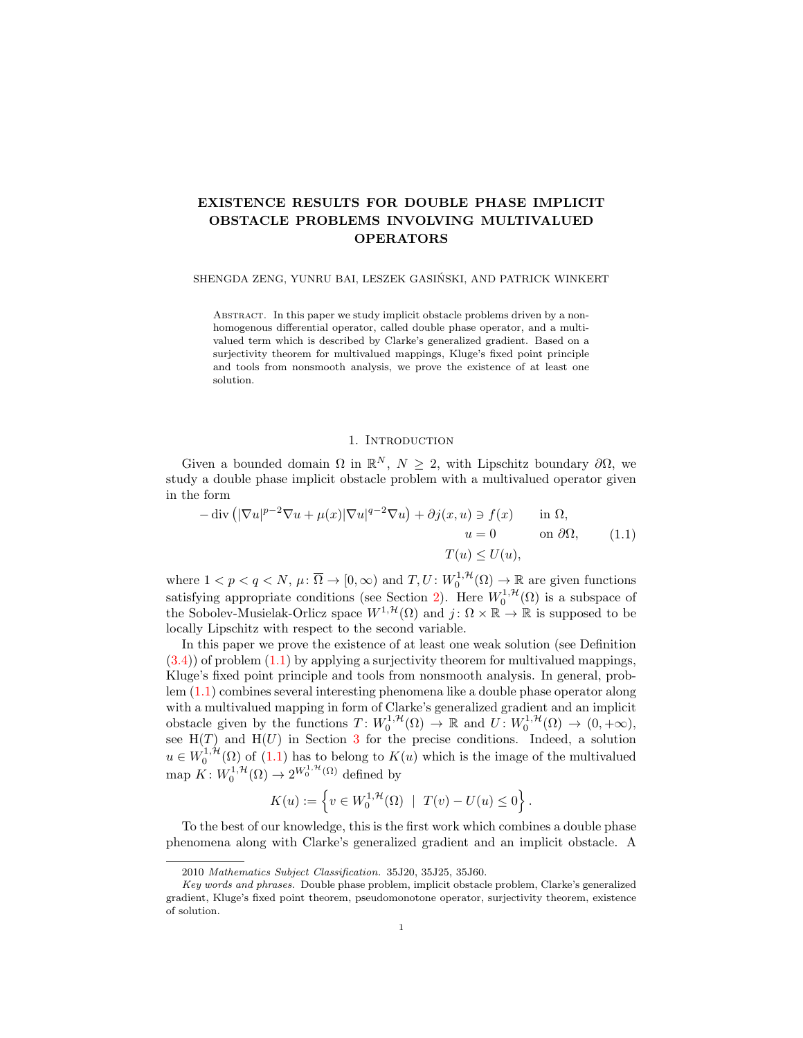# EXISTENCE RESULTS FOR DOUBLE PHASE IMPLICIT OBSTACLE PROBLEMS INVOLVING MULTIVALUED OPERATORS

SHENGDA ZENG, YUNRU BAI, LESZEK GASIŃSKI, AND PATRICK WINKERT

Abstract. In this paper we study implicit obstacle problems driven by a nonhomogenous differential operator, called double phase operator, and a multivalued term which is described by Clarke's generalized gradient. Based on a surjectivity theorem for multivalued mappings, Kluge's fixed point principle and tools from nonsmooth analysis, we prove the existence of at least one solution.

## 1. Introduction

Given a bounded domain $\Omega$ in $\mathbb{R}^N$, $N \geq 2$, with Lipschitz boundary $\partial\Omega$, we study a double phase implicit obstacle problem with a multivalued operator given in the form

$$
\begin{aligned}
-\operatorname{div}\left(|\nabla u|^{p-2}\nabla u + \mu(x)|\nabla u|^{q-2}\nabla u\right) + \partial j(x,u) &\ni f(x) && \text{in } \Omega,\\
u &= 0 && \text{on } \partial\Omega,\\
T(u) &\leq U(u),
\end{aligned}
\tag{1.1}
$$

where $1 < p < q < N$, $\mu\colon \overline{\Omega} \to [0,\infty)$ and $T, U\colon W_0^{1,\mathcal{H}}(\Omega) \to \mathbb{R}$ are given functions satisfying appropriate conditions (see Section 2). Here $W_0^{1,\mathcal{H}}(\Omega)$ is a subspace of the Sobolev-Musielak-Orlicz space $W^{1,\mathcal{H}}(\Omega)$ and $j\colon \Omega \times \mathbb{R} \to \mathbb{R}$ is supposed to be locally Lipschitz with respect to the second variable.

In this paper we prove the existence of at least one weak solution (see Definition (3.4)) of problem (1.1) by applying a surjectivity theorem for multivalued mappings, Kluge's fixed point principle and tools from nonsmooth analysis. In general, problem (1.1) combines several interesting phenomena like a double phase operator along with a multivalued mapping in form of Clarke's generalized gradient and an implicit obstacle given by the functions $T\colon W_0^{1,\mathcal{H}}(\Omega) \to \mathbb{R}$ and $U\colon W_0^{1,\mathcal{H}}(\Omega) \to (0,+\infty)$, see H$(T)$ and H$(U)$ in Section 3 for the precise conditions. Indeed, a solution $u \in W_0^{1,\mathcal{H}}(\Omega)$ of (1.1) has to belong to $K(u)$ which is the image of the multivalued map $K\colon W_0^{1,\mathcal{H}}(\Omega) \to 2^{W_0^{1,\mathcal{H}}(\Omega)}$ defined by

$$
K(u) := \left\{ v \in W_0^{1,\mathcal{H}}(\Omega) \ \middle| \ T(v) - U(u) \leq 0 \right\}.
$$

To the best of our knowledge, this is the first work which combines a double phase phenomena along with Clarke's generalized gradient and an implicit obstacle. A

---

2010 *Mathematics Subject Classification.* 35J20, 35J25, 35J60.

*Key words and phrases.* Double phase problem, implicit obstacle problem, Clarke's generalized gradient, Kluge's fixed point theorem, pseudomonotone operator, surjectivity theorem, existence of solution.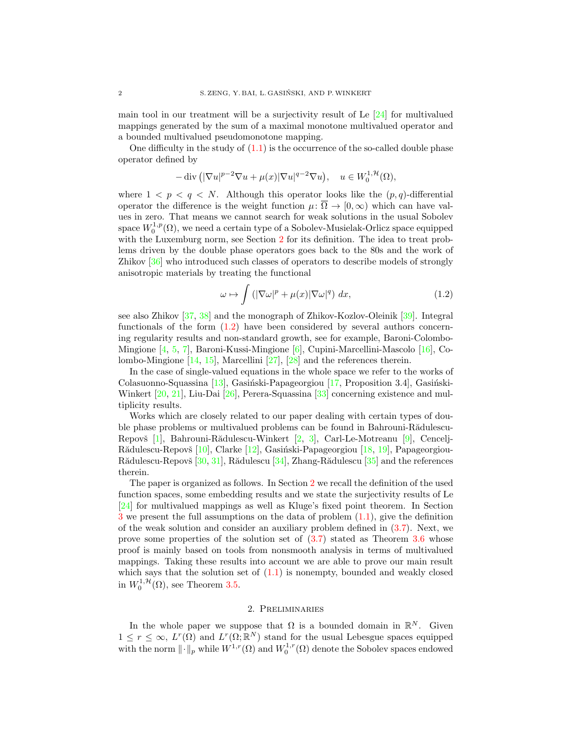main tool in our treatment will be a surjectivity result of Le [24] for multivalued mappings generated by the sum of a maximal monotone multivalued operator and a bounded multivalued pseudomonotone mapping.

One difficulty in the study of (1.1) is the occurrence of the so-called double phase operator defined by

$$-\operatorname{div}\left(|\nabla u|^{p-2}\nabla u + \mu(x)|\nabla u|^{q-2}\nabla u\right), \quad u \in W_0^{1,\mathcal{H}}(\Omega),$$

where $1 < p < q < N$. Although this operator looks like the $(p,q)$-differential operator the difference is the weight function $\mu\colon \overline{\Omega} \to [0,\infty)$ which can have values in zero. That means we cannot search for weak solutions in the usual Sobolev space $W_0^{1,p}(\Omega)$, we need a certain type of a Sobolev-Musielak-Orlicz space equipped with the Luxemburg norm, see Section 2 for its definition. The idea to treat problems driven by the double phase operators goes back to the 80s and the work of Zhikov [36] who introduced such classes of operators to describe models of strongly anisotropic materials by treating the functional

$$\omega \mapsto \int \left(|\nabla \omega|^p + \mu(x)|\nabla \omega|^q\right)\, dx, \tag{1.2}$$

see also Zhikov [37, 38] and the monograph of Zhikov-Kozlov-Oleinik [39]. Integral functionals of the form (1.2) have been considered by several authors concerning regularity results and non-standard growth, see for example, Baroni-Colombo-Mingione [4, 5, 7], Baroni-Kussi-Mingione [6], Cupini-Marcellini-Mascolo [16], Colombo-Mingione [14, 15], Marcellini [27], [28] and the references therein.

In the case of single-valued equations in the whole space we refer to the works of Colasuonno-Squassina [13], Gasiński-Papageorgiou [17, Proposition 3.4], Gasiński-Winkert [20, 21], Liu-Dai [26], Perera-Squassina [33] concerning existence and multiplicity results.

Works which are closely related to our paper dealing with certain types of double phase problems or multivalued problems can be found in Bahrouni-Rădulescu-Repovš [1], Bahrouni-Rădulescu-Winkert [2, 3], Carl-Le-Motreanu [9], Cencelj-Rădulescu-Repovš [10], Clarke [12], Gasiński-Papageorgiou [18, 19], Papageorgiou-Rădulescu-Repovš [30, 31], Rădulescu [34], Zhang-Rădulescu [35] and the references therein.

The paper is organized as follows. In Section 2 we recall the definition of the used function spaces, some embedding results and we state the surjectivity results of Le [24] for multivalued mappings as well as Kluge's fixed point theorem. In Section 3 we present the full assumptions on the data of problem (1.1), give the definition of the weak solution and consider an auxiliary problem defined in (3.7). Next, we prove some properties of the solution set of (3.7) stated as Theorem 3.6 whose proof is mainly based on tools from nonsmooth analysis in terms of multivalued mappings. Taking these results into account we are able to prove our main result which says that the solution set of (1.1) is nonempty, bounded and weakly closed in $W_0^{1,\mathcal{H}}(\Omega)$, see Theorem 3.5.

## 2. Preliminaries

In the whole paper we suppose that $\Omega$ is a bounded domain in $\mathbb{R}^N$. Given $1 \le r \le \infty$, $L^r(\Omega)$ and $L^r(\Omega;\mathbb{R}^N)$ stand for the usual Lebesgue spaces equipped with the norm $\|\cdot\|_p$ while $W^{1,r}(\Omega)$ and $W_0^{1,r}(\Omega)$ denote the Sobolev spaces endowed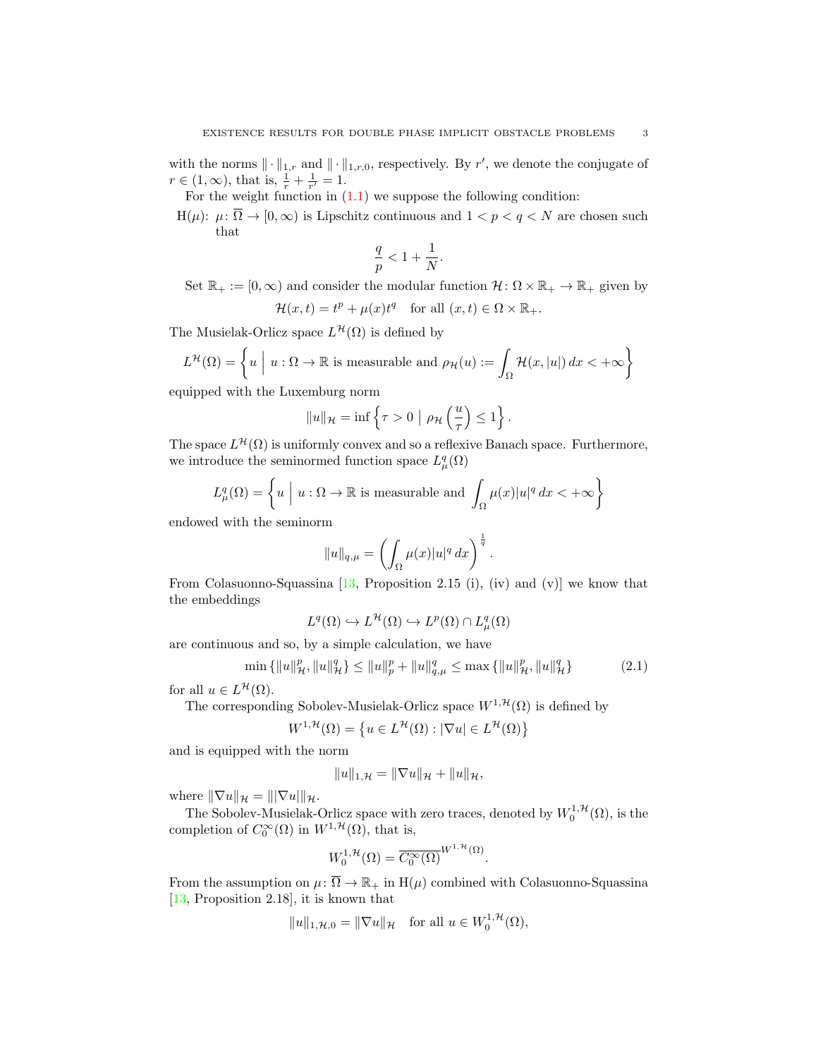with the norms $\|\cdot\|_{1,r}$ and $\|\cdot\|_{1,r,0}$, respectively. By $r'$, we denote the conjugate of $r \in (1,\infty)$, that is, $\frac{1}{r}+\frac{1}{r'}=1$.

For the weight function in (1.1) we suppose the following condition:

H($\mu$): $\mu\colon \overline{\Omega} \to [0,\infty)$ is Lipschitz continuous and $1<p<q<N$ are chosen such that

$$\frac{q}{p} < 1 + \frac{1}{N}.$$

Set $\mathbb{R}_+ := [0,\infty)$ and consider the modular function $\mathcal{H}\colon \Omega \times \mathbb{R}_+ \to \mathbb{R}_+$ given by

$$\mathcal{H}(x,t) = t^p + \mu(x) t^q \quad \text{for all } (x,t) \in \Omega \times \mathbb{R}_+.$$

The Musielak-Orlicz space $L^{\mathcal{H}}(\Omega)$ is defined by

$$L^{\mathcal{H}}(\Omega) = \left\{ u \;\Big|\; u : \Omega \to \mathbb{R} \text{ is measurable and } \rho_{\mathcal{H}}(u) := \int_\Omega \mathcal{H}(x,|u|)\,dx < +\infty \right\}$$

equipped with the Luxemburg norm

$$\|u\|_{\mathcal{H}} = \inf \left\{ \tau > 0 \;\Big|\; \rho_{\mathcal{H}}\left(\frac{u}{\tau}\right) \le 1 \right\}.$$

The space $L^{\mathcal{H}}(\Omega)$ is uniformly convex and so a reflexive Banach space. Furthermore, we introduce the seminormed function space $L^q_\mu(\Omega)$

$$L^q_\mu(\Omega) = \left\{ u \;\Big|\; u : \Omega \to \mathbb{R} \text{ is measurable and } \int_\Omega \mu(x)|u|^q\,dx < +\infty \right\}$$

endowed with the seminorm

$$\|u\|_{q,\mu} = \left( \int_\Omega \mu(x)|u|^q\,dx \right)^{\frac{1}{q}}.$$

From Colasuonno-Squassina [13, Proposition 2.15 (i), (iv) and (v)] we know that the embeddings

$$L^q(\Omega) \hookrightarrow L^{\mathcal{H}}(\Omega) \hookrightarrow L^p(\Omega) \cap L^q_\mu(\Omega)$$

are continuous and so, by a simple calculation, we have

$$\min\left\{\|u\|^p_{\mathcal{H}}, \|u\|^q_{\mathcal{H}}\right\} \le \|u\|^p_p + \|u\|^q_{q,\mu} \le \max\left\{\|u\|^p_{\mathcal{H}}, \|u\|^q_{\mathcal{H}}\right\} \tag{2.1}$$

for all $u \in L^{\mathcal{H}}(\Omega)$.

The corresponding Sobolev-Musielak-Orlicz space $W^{1,\mathcal{H}}(\Omega)$ is defined by

$$W^{1,\mathcal{H}}(\Omega) = \left\{ u \in L^{\mathcal{H}}(\Omega) : |\nabla u| \in L^{\mathcal{H}}(\Omega) \right\}$$

and is equipped with the norm

$$\|u\|_{1,\mathcal{H}} = \|\nabla u\|_{\mathcal{H}} + \|u\|_{\mathcal{H}},$$

where $\|\nabla u\|_{\mathcal{H}} = \||\nabla u|\|_{\mathcal{H}}$.

The Sobolev-Musielak-Orlicz space with zero traces, denoted by $W^{1,\mathcal{H}}_0(\Omega)$, is the completion of $C^\infty_0(\Omega)$ in $W^{1,\mathcal{H}}(\Omega)$, that is,

$$W^{1,\mathcal{H}}_0(\Omega) = \overline{C^\infty_0(\Omega)}^{W^{1,\mathcal{H}}(\Omega)}.$$

From the assumption on $\mu\colon \overline{\Omega} \to \mathbb{R}_+$ in H($\mu$) combined with Colasuonno-Squassina [13, Proposition 2.18], it is known that

$$\|u\|_{1,\mathcal{H},0} = \|\nabla u\|_{\mathcal{H}} \quad \text{for all } u \in W^{1,\mathcal{H}}_0(\Omega),$$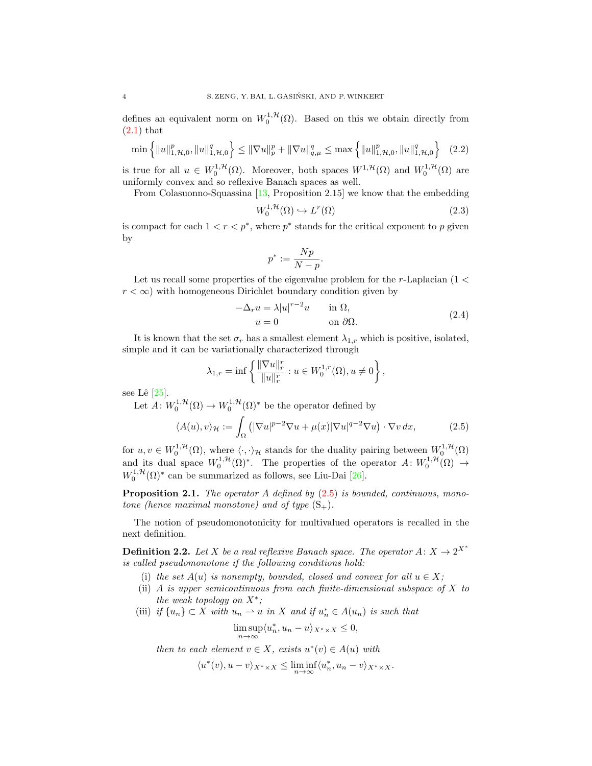defines an equivalent norm on $W_0^{1,\mathcal{H}}(\Omega)$. Based on this we obtain directly from (2.1) that

$$\min\left\{\|u\|_{1,\mathcal{H},0}^p, \|u\|_{1,\mathcal{H},0}^q\right\} \leq \|\nabla u\|_p^p + \|\nabla u\|_{q,\mu}^q \leq \max\left\{\|u\|_{1,\mathcal{H},0}^p, \|u\|_{1,\mathcal{H},0}^q\right\} \quad (2.2)$$

is true for all $u \in W_0^{1,\mathcal{H}}(\Omega)$. Moreover, both spaces $W^{1,\mathcal{H}}(\Omega)$ and $W_0^{1,\mathcal{H}}(\Omega)$ are uniformly convex and so reflexive Banach spaces as well.

From Colasuonno-Squassina [13, Proposition 2.15] we know that the embedding

$$W_0^{1,\mathcal{H}}(\Omega) \hookrightarrow L^r(\Omega) \quad (2.3)$$

is compact for each $1 < r < p^*$, where $p^*$ stands for the critical exponent to $p$ given by

$$p^* := \frac{Np}{N-p}.$$

Let us recall some properties of the eigenvalue problem for the $r$-Laplacian ($1 < r < \infty$) with homogeneous Dirichlet boundary condition given by

$$\begin{aligned} -\Delta_r u &= \lambda |u|^{r-2}u \qquad && \text{in } \Omega, \\ u &= 0 && \text{on } \partial\Omega. \end{aligned} \quad (2.4)$$

It is known that the set $\sigma_r$ has a smallest element $\lambda_{1,r}$ which is positive, isolated, simple and it can be variationally characterized through

$$\lambda_{1,r} = \inf\left\{\frac{\|\nabla u\|_r^r}{\|u\|_r^r} : u \in W_0^{1,r}(\Omega), u \neq 0\right\},$$

see Lê [25].

Let $A\colon W_0^{1,\mathcal{H}}(\Omega) \to W_0^{1,\mathcal{H}}(\Omega)^*$ be the operator defined by

$$\langle A(u), v\rangle_{\mathcal{H}} := \int_\Omega \left(|\nabla u|^{p-2}\nabla u + \mu(x)|\nabla u|^{q-2}\nabla u\right)\cdot \nabla v \, dx, \quad (2.5)$$

for $u, v \in W_0^{1,\mathcal{H}}(\Omega)$, where $\langle \cdot, \cdot\rangle_{\mathcal{H}}$ stands for the duality pairing between $W_0^{1,\mathcal{H}}(\Omega)$ and its dual space $W_0^{1,\mathcal{H}}(\Omega)^*$. The properties of the operator $A\colon W_0^{1,\mathcal{H}}(\Omega) \to W_0^{1,\mathcal{H}}(\Omega)^*$ can be summarized as follows, see Liu-Dai [26].

**Proposition 2.1.** *The operator $A$ defined by (2.5) is bounded, continuous, monotone (hence maximal monotone) and of type* $(\mathrm{S}_+)$.

The notion of pseudomonotonicity for multivalued operators is recalled in the next definition.

**Definition 2.2.** *Let $X$ be a real reflexive Banach space. The operator $A\colon X \to 2^{X^*}$ is called pseudomonotone if the following conditions hold:*

(i) *the set $A(u)$ is nonempty, bounded, closed and convex for all $u \in X$;*

(ii) *$A$ is upper semicontinuous from each finite-dimensional subspace of $X$ to the weak topology on $X^*$;*

(iii) *if $\{u_n\} \subset X$ with $u_n \rightharpoonup u$ in $X$ and if $u_n^* \in A(u_n)$ is such that*

$$\limsup_{n\to\infty} \langle u_n^*, u_n - u\rangle_{X^* \times X} \leq 0,$$

*then to each element $v \in X$, exists $u^*(v) \in A(u)$ with*

$$\langle u^*(v), u - v\rangle_{X^*\times X} \leq \liminf_{n\to\infty} \langle u_n^*, u_n - v\rangle_{X^*\times X}.$$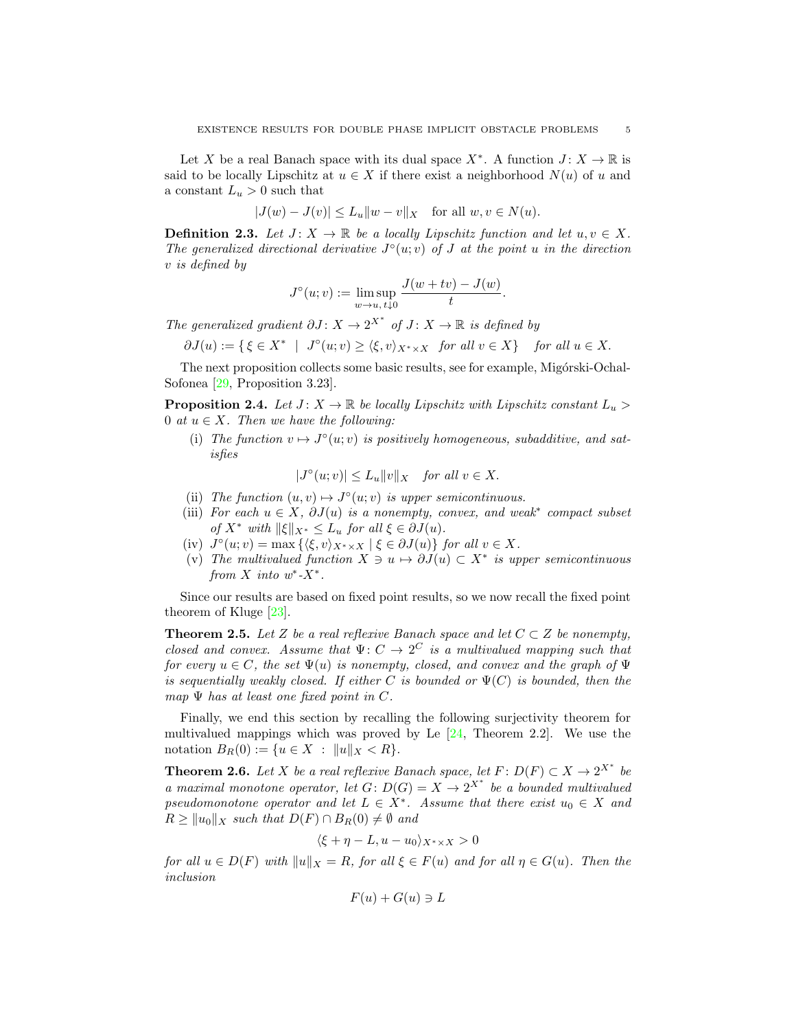Let $X$ be a real Banach space with its dual space $X^*$. A function $J\colon X \to \mathbb{R}$ is said to be locally Lipschitz at $u \in X$ if there exist a neighborhood $N(u)$ of $u$ and a constant $L_u > 0$ such that

$$|J(w) - J(v)| \leq L_u \|w - v\|_X \quad \text{for all } w, v \in N(u).$$

**Definition 2.3.** *Let $J\colon X \to \mathbb{R}$ be a locally Lipschitz function and let $u, v \in X$. The generalized directional derivative $J^\circ(u; v)$ of $J$ at the point $u$ in the direction $v$ is defined by*

$$J^\circ(u; v) := \limsup_{w \to u,\, t \downarrow 0} \frac{J(w + tv) - J(w)}{t}.$$

*The generalized gradient $\partial J\colon X \to 2^{X^*}$ of $J\colon X \to \mathbb{R}$ is defined by*

$$\partial J(u) := \{\, \xi \in X^* \ \mid\ J^\circ(u; v) \geq \langle \xi, v \rangle_{X^* \times X} \ \text{ for all } v \in X\} \quad \text{for all } u \in X.$$

The next proposition collects some basic results, see for example, Migórski-Ochal-Sofonea [29, Proposition 3.23].

**Proposition 2.4.** *Let $J\colon X \to \mathbb{R}$ be locally Lipschitz with Lipschitz constant $L_u > 0$ at $u \in X$. Then we have the following:*

- (i) *The function $v \mapsto J^\circ(u; v)$ is positively homogeneous, subadditive, and satisfies*
$$|J^\circ(u; v)| \leq L_u \|v\|_X \quad \text{for all } v \in X.$$
- (ii) *The function $(u, v) \mapsto J^\circ(u; v)$ is upper semicontinuous.*
- (iii) *For each $u \in X$, $\partial J(u)$ is a nonempty, convex, and weak$^*$ compact subset of $X^*$ with $\|\xi\|_{X^*} \leq L_u$ for all $\xi \in \partial J(u)$.*
- (iv) *$J^\circ(u; v) = \max\{\langle \xi, v \rangle_{X^* \times X} \mid \xi \in \partial J(u)\}$ for all $v \in X$.*
- (v) *The multivalued function $X \ni u \mapsto \partial J(u) \subset X^*$ is upper semicontinuous from $X$ into $w^*$-$X^*$.*

Since our results are based on fixed point results, so we now recall the fixed point theorem of Kluge [23].

**Theorem 2.5.** *Let $Z$ be a real reflexive Banach space and let $C \subset Z$ be nonempty, closed and convex. Assume that $\Psi\colon C \to 2^C$ is a multivalued mapping such that for every $u \in C$, the set $\Psi(u)$ is nonempty, closed, and convex and the graph of $\Psi$ is sequentially weakly closed. If either $C$ is bounded or $\Psi(C)$ is bounded, then the map $\Psi$ has at least one fixed point in $C$.*

Finally, we end this section by recalling the following surjectivity theorem for multivalued mappings which was proved by Le [24, Theorem 2.2]. We use the notation $B_R(0) := \{u \in X \ :\ \|u\|_X < R\}$.

**Theorem 2.6.** *Let $X$ be a real reflexive Banach space, let $F\colon D(F) \subset X \to 2^{X^*}$ be a maximal monotone operator, let $G\colon D(G) = X \to 2^{X^*}$ be a bounded multivalued pseudomonotone operator and let $L \in X^*$. Assume that there exist $u_0 \in X$ and $R \geq \|u_0\|_X$ such that $D(F) \cap B_R(0) \neq \emptyset$ and*

$$\langle \xi + \eta - L, u - u_0 \rangle_{X^* \times X} > 0$$

*for all $u \in D(F)$ with $\|u\|_X = R$, for all $\xi \in F(u)$ and for all $\eta \in G(u)$. Then the inclusion*

$$F(u) + G(u) \ni L$$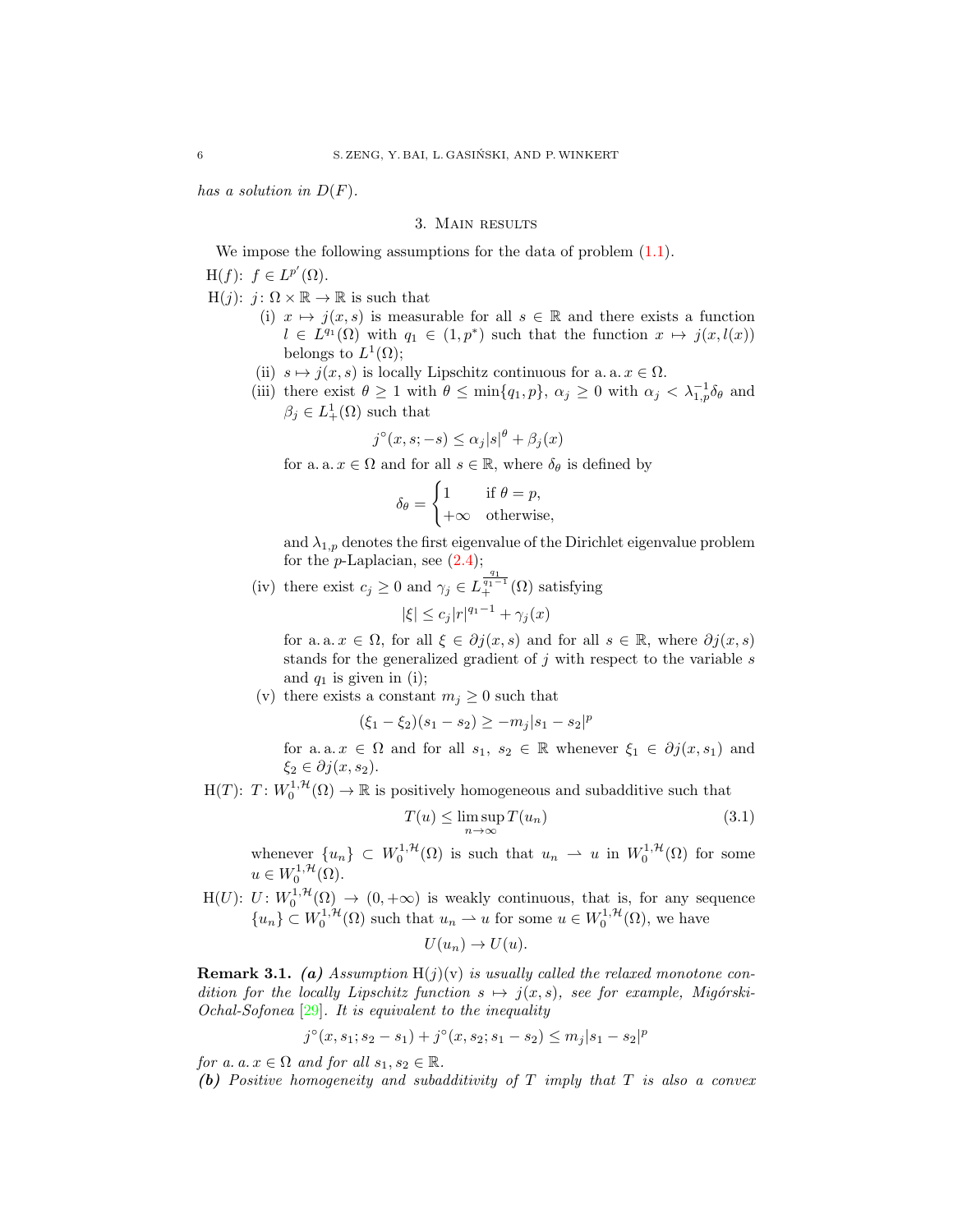*has a solution in* $D(F)$.

## 3. Main results

We impose the following assumptions for the data of problem (1.1).

H($f$): $f \in L^{p'}(\Omega)$.

H($j$): $j\colon \Omega \times \mathbb{R} \to \mathbb{R}$ is such that

- (i) $x \mapsto j(x,s)$ is measurable for all $s \in \mathbb{R}$ and there exists a function $l \in L^{q_1}(\Omega)$ with $q_1 \in (1,p^*)$ such that the function $x \mapsto j(x,l(x))$ belongs to $L^1(\Omega)$;
- (ii) $s \mapsto j(x,s)$ is locally Lipschitz continuous for a. a. $x \in \Omega$.
- (iii) there exist $\theta \geq 1$ with $\theta \leq \min\{q_1,p\}$, $\alpha_j \geq 0$ with $\alpha_j < \lambda_{1,p}^{-1}\delta_\theta$ and $\beta_j \in L^1_+(\Omega)$ such that
$$j^\circ(x,s;-s) \leq \alpha_j |s|^\theta + \beta_j(x)$$
for a. a. $x \in \Omega$ and for all $s \in \mathbb{R}$, where $\delta_\theta$ is defined by
$$\delta_\theta = \begin{cases} 1 & \text{if } \theta = p, \\ +\infty & \text{otherwise,} \end{cases}$$
and $\lambda_{1,p}$ denotes the first eigenvalue of the Dirichlet eigenvalue problem for the $p$-Laplacian, see (2.4);
- (iv) there exist $c_j \geq 0$ and $\gamma_j \in L_+^{\frac{q_1}{q_1-1}}(\Omega)$ satisfying
$$|\xi| \leq c_j |r|^{q_1-1} + \gamma_j(x)$$
for a. a. $x \in \Omega$, for all $\xi \in \partial j(x,s)$ and for all $s \in \mathbb{R}$, where $\partial j(x,s)$ stands for the generalized gradient of $j$ with respect to the variable $s$ and $q_1$ is given in (i);
- (v) there exists a constant $m_j \geq 0$ such that
$$(\xi_1 - \xi_2)(s_1 - s_2) \geq -m_j |s_1 - s_2|^p$$
for a. a. $x \in \Omega$ and for all $s_1$, $s_2 \in \mathbb{R}$ whenever $\xi_1 \in \partial j(x,s_1)$ and $\xi_2 \in \partial j(x,s_2)$.

H($T$): $T\colon W_0^{1,\mathcal{H}}(\Omega) \to \mathbb{R}$ is positively homogeneous and subadditive such that
$$T(u) \leq \limsup_{n\to\infty} T(u_n) \tag{3.1}$$
whenever $\{u_n\} \subset W_0^{1,\mathcal{H}}(\Omega)$ is such that $u_n \rightharpoonup u$ in $W_0^{1,\mathcal{H}}(\Omega)$ for some $u \in W_0^{1,\mathcal{H}}(\Omega)$.

H($U$): $U\colon W_0^{1,\mathcal{H}}(\Omega) \to (0,+\infty)$ is weakly continuous, that is, for any sequence $\{u_n\} \subset W_0^{1,\mathcal{H}}(\Omega)$ such that $u_n \rightharpoonup u$ for some $u \in W_0^{1,\mathcal{H}}(\Omega)$, we have
$$U(u_n) \to U(u).$$

**Remark 3.1.** ***(a)*** *Assumption* H($j$)(v) *is usually called the relaxed monotone condition for the locally Lipschitz function* $s \mapsto j(x,s)$*, see for example, Migórski-Ochal-Sofonea* [29]. *It is equivalent to the inequality*
$$j^\circ(x,s_1;s_2-s_1) + j^\circ(x,s_2;s_1-s_2) \leq m_j |s_1-s_2|^p$$
*for a. a.* $x \in \Omega$ *and for all* $s_1, s_2 \in \mathbb{R}$.
***(b)*** *Positive homogeneity and subadditivity of* $T$ *imply that* $T$ *is also a convex*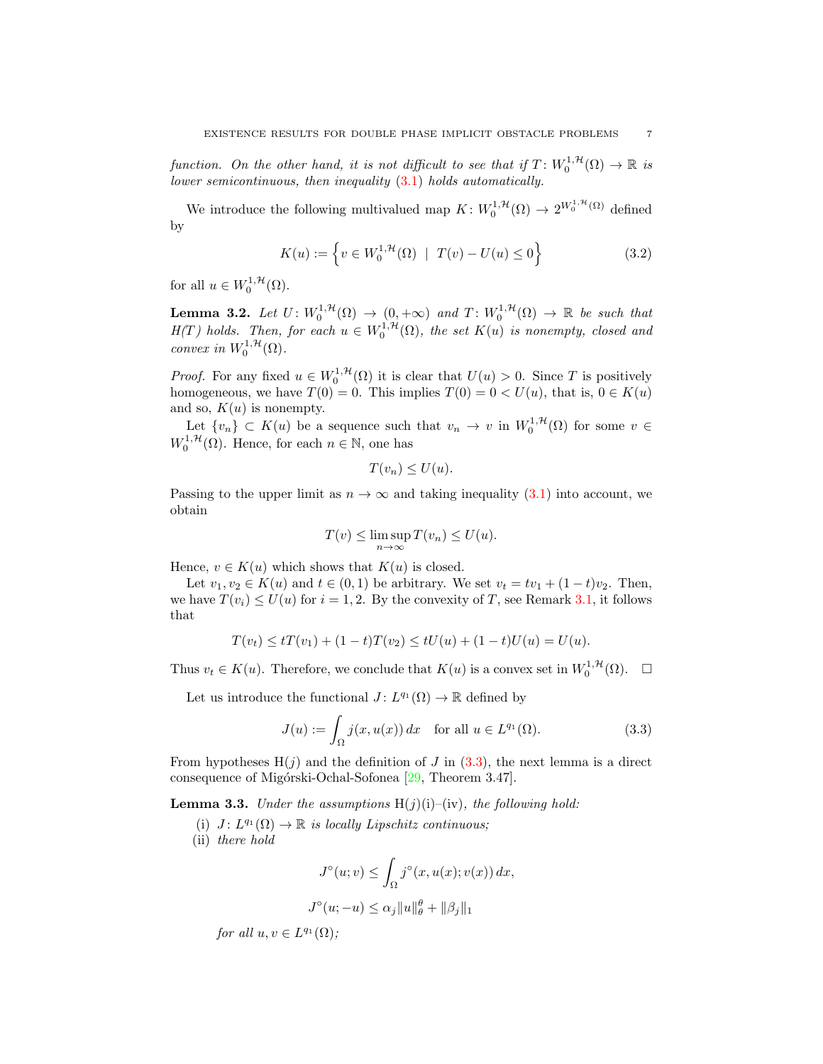*function. On the other hand, it is not difficult to see that if $T\colon W_0^{1,\mathcal{H}}(\Omega)\to\mathbb{R}$ is lower semicontinuous, then inequality (3.1) holds automatically.*

We introduce the following multivalued map $K\colon W_0^{1,\mathcal{H}}(\Omega)\to 2^{W_0^{1,\mathcal{H}}(\Omega)}$ defined by

$$K(u):=\left\{v\in W_0^{1,\mathcal{H}}(\Omega)\ \mid\ T(v)-U(u)\le 0\right\}\tag{3.2}$$

for all $u\in W_0^{1,\mathcal{H}}(\Omega)$.

**Lemma 3.2.** *Let $U\colon W_0^{1,\mathcal{H}}(\Omega)\to(0,+\infty)$ and $T\colon W_0^{1,\mathcal{H}}(\Omega)\to\mathbb{R}$ be such that H(T) holds. Then, for each $u\in W_0^{1,\mathcal{H}}(\Omega)$, the set $K(u)$ is nonempty, closed and convex in $W_0^{1,\mathcal{H}}(\Omega)$.*

*Proof.* For any fixed $u\in W_0^{1,\mathcal{H}}(\Omega)$ it is clear that $U(u)>0$. Since $T$ is positively homogeneous, we have $T(0)=0$. This implies $T(0)=0<U(u)$, that is, $0\in K(u)$ and so, $K(u)$ is nonempty.

Let $\{v_n\}\subset K(u)$ be a sequence such that $v_n\to v$ in $W_0^{1,\mathcal{H}}(\Omega)$ for some $v\in W_0^{1,\mathcal{H}}(\Omega)$. Hence, for each $n\in\mathbb{N}$, one has

$$T(v_n)\le U(u).$$

Passing to the upper limit as $n\to\infty$ and taking inequality (3.1) into account, we obtain

$$T(v)\le\limsup_{n\to\infty}T(v_n)\le U(u).$$

Hence, $v\in K(u)$ which shows that $K(u)$ is closed.

Let $v_1,v_2\in K(u)$ and $t\in(0,1)$ be arbitrary. We set $v_t=tv_1+(1-t)v_2$. Then, we have $T(v_i)\le U(u)$ for $i=1,2$. By the convexity of $T$, see Remark 3.1, it follows that

$$T(v_t)\le tT(v_1)+(1-t)T(v_2)\le tU(u)+(1-t)U(u)=U(u).$$

Thus $v_t\in K(u)$. Therefore, we conclude that $K(u)$ is a convex set in $W_0^{1,\mathcal{H}}(\Omega)$. $\square$

Let us introduce the functional $J\colon L^{q_1}(\Omega)\to\mathbb{R}$ defined by

$$J(u):=\int_\Omega j(x,u(x))\,dx\quad\text{for all } u\in L^{q_1}(\Omega).\tag{3.3}$$

From hypotheses H($j$) and the definition of $J$ in (3.3), the next lemma is a direct consequence of Migórski-Ochal-Sofonea [29, Theorem 3.47].

**Lemma 3.3.** *Under the assumptions* H($j$)(i)–(iv)*, the following hold:*

- (i) *$J\colon L^{q_1}(\Omega)\to\mathbb{R}$ is locally Lipschitz continuous;*
- (ii) *there hold*

$$J^\circ(u;v)\le\int_\Omega j^\circ(x,u(x);v(x))\,dx,$$

$$J^\circ(u;-u)\le\alpha_j\|u\|_\theta^\theta+\|\beta_j\|_1$$

*for all $u,v\in L^{q_1}(\Omega)$;*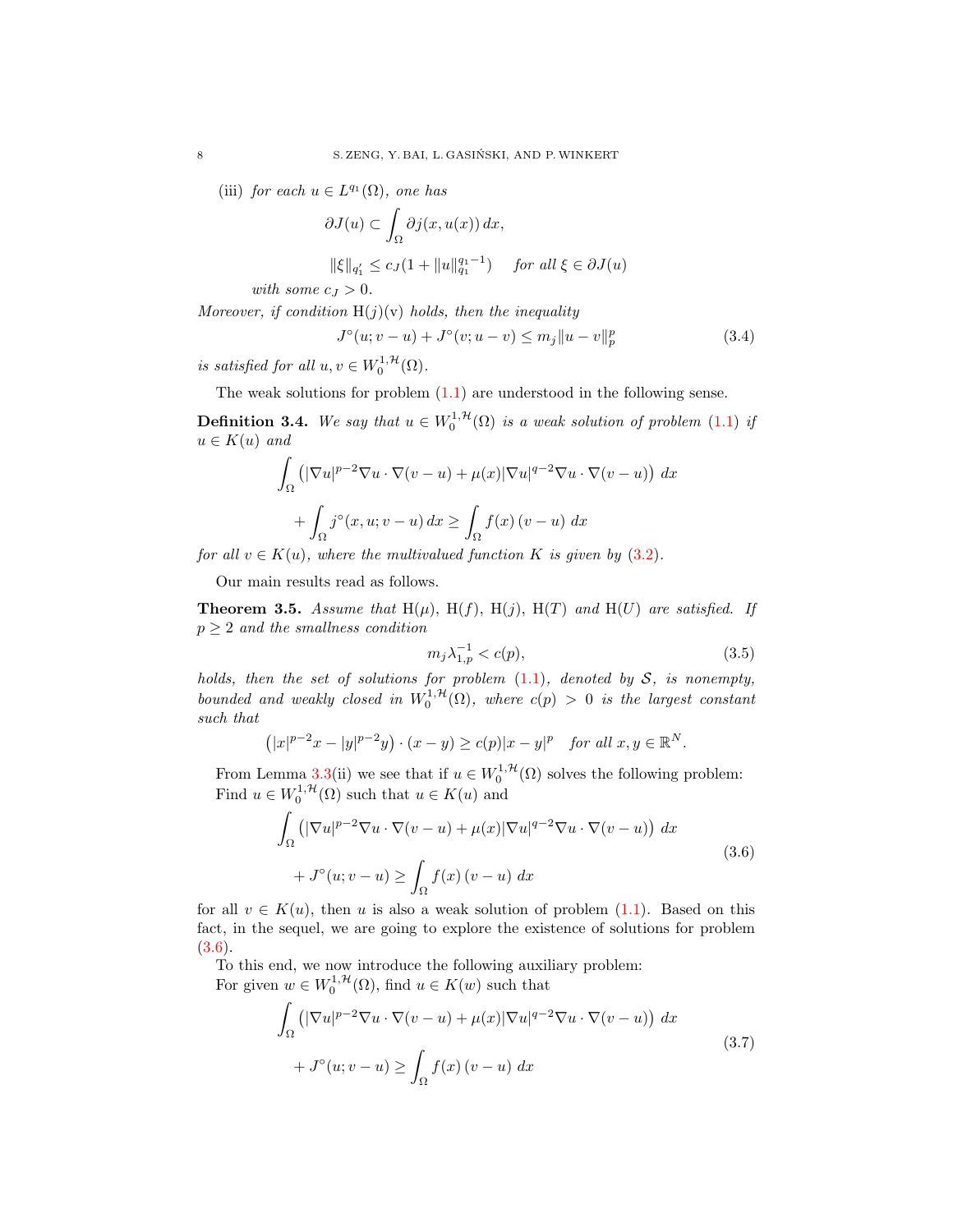(iii) *for each $u \in L^{q_1}(\Omega)$, one has*

$$\partial J(u) \subset \int_\Omega \partial j(x,u(x))\,dx,$$

$$\|\xi\|_{q_1'} \le c_J(1+\|u\|_{q_1}^{q_1-1}) \quad \text{for all } \xi \in \partial J(u)$$

*with some $c_J > 0$.*

*Moreover, if condition* H$(j)$(v) *holds, then the inequality*

$$J^\circ(u; v-u) + J^\circ(v; u-v) \le m_j \|u-v\|_p^p \tag{3.4}$$

*is satisfied for all $u, v \in W_0^{1,\mathcal{H}}(\Omega)$.*

The weak solutions for problem (1.1) are understood in the following sense.

**Definition 3.4.** *We say that $u \in W_0^{1,\mathcal{H}}(\Omega)$ is a weak solution of problem (1.1) if $u \in K(u)$ and*

$$\int_\Omega \left(|\nabla u|^{p-2}\nabla u \cdot \nabla(v-u) + \mu(x)|\nabla u|^{q-2}\nabla u \cdot \nabla(v-u)\right)\,dx$$
$$+ \int_\Omega j^\circ(x,u;v-u)\,dx \ge \int_\Omega f(x)\,(v-u)\,dx$$

*for all $v \in K(u)$, where the multivalued function $K$ is given by (3.2).*

Our main results read as follows.

**Theorem 3.5.** *Assume that* H$(\mu)$, H$(f)$, H$(j)$, H$(T)$ *and* H$(U)$ *are satisfied. If $p \ge 2$ and the smallness condition*

$$m_j \lambda_{1,p}^{-1} < c(p), \tag{3.5}$$

*holds, then the set of solutions for problem (1.1), denoted by $\mathcal{S}$, is nonempty, bounded and weakly closed in $W_0^{1,\mathcal{H}}(\Omega)$, where $c(p) > 0$ is the largest constant such that*

$$\left(|x|^{p-2}x - |y|^{p-2}y\right)\cdot(x-y) \ge c(p)|x-y|^p \quad \text{for all } x, y \in \mathbb{R}^N.$$

From Lemma 3.3(ii) we see that if $u \in W_0^{1,\mathcal{H}}(\Omega)$ solves the following problem: Find $u \in W_0^{1,\mathcal{H}}(\Omega)$ such that $u \in K(u)$ and

$$\begin{aligned}
&\int_\Omega \left(|\nabla u|^{p-2}\nabla u \cdot \nabla(v-u) + \mu(x)|\nabla u|^{q-2}\nabla u \cdot \nabla(v-u)\right)\,dx \\
&\quad + J^\circ(u;v-u) \ge \int_\Omega f(x)\,(v-u)\,dx
\end{aligned} \tag{3.6}$$

for all $v \in K(u)$, then $u$ is also a weak solution of problem (1.1). Based on this fact, in the sequel, we are going to explore the existence of solutions for problem (3.6).

To this end, we now introduce the following auxiliary problem:
For given $w \in W_0^{1,\mathcal{H}}(\Omega)$, find $u \in K(w)$ such that

$$\begin{aligned}
&\int_\Omega \left(|\nabla u|^{p-2}\nabla u \cdot \nabla(v-u) + \mu(x)|\nabla u|^{q-2}\nabla u \cdot \nabla(v-u)\right)\,dx \\
&\quad + J^\circ(u;v-u) \ge \int_\Omega f(x)\,(v-u)\,dx
\end{aligned} \tag{3.7}$$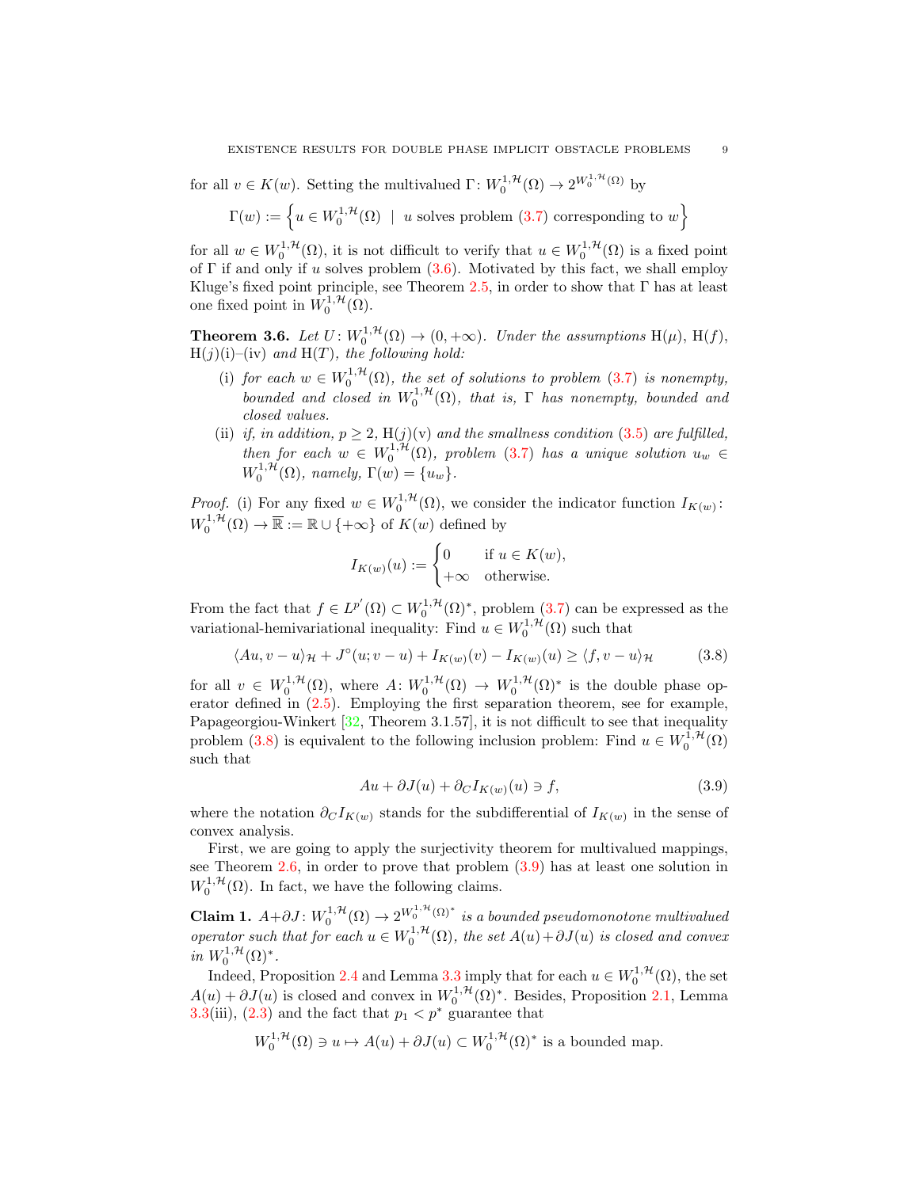for all $v \in K(w)$. Setting the multivalued $\Gamma\colon W_0^{1,\mathcal{H}}(\Omega) \to 2^{W_0^{1,\mathcal{H}}(\Omega)}$ by

$$\Gamma(w) := \left\{ u \in W_0^{1,\mathcal{H}}(\Omega) \;\mid\; u \text{ solves problem (3.7) corresponding to } w \right\}$$

for all $w \in W_0^{1,\mathcal{H}}(\Omega)$, it is not difficult to verify that $u \in W_0^{1,\mathcal{H}}(\Omega)$ is a fixed point of $\Gamma$ if and only if $u$ solves problem (3.6). Motivated by this fact, we shall employ Kluge's fixed point principle, see Theorem 2.5, in order to show that $\Gamma$ has at least one fixed point in $W_0^{1,\mathcal{H}}(\Omega)$.

**Theorem 3.6.** *Let $U\colon W_0^{1,\mathcal{H}}(\Omega) \to (0,+\infty)$. Under the assumptions* H$(\mu)$, H$(f)$, H$(j)$(i)–(iv) *and* H$(T)$*, the following hold:*

(i) *for each $w \in W_0^{1,\mathcal{H}}(\Omega)$, the set of solutions to problem (3.7) is nonempty, bounded and closed in $W_0^{1,\mathcal{H}}(\Omega)$, that is, $\Gamma$ has nonempty, bounded and closed values.*

(ii) *if, in addition, $p \geq 2$,* H$(j)$(v) *and the smallness condition (3.5) are fulfilled, then for each $w \in W_0^{1,\mathcal{H}}(\Omega)$, problem (3.7) has a unique solution $u_w \in W_0^{1,\mathcal{H}}(\Omega)$, namely, $\Gamma(w) = \{u_w\}$.*

*Proof.* (i) For any fixed $w \in W_0^{1,\mathcal{H}}(\Omega)$, we consider the indicator function $I_{K(w)}\colon W_0^{1,\mathcal{H}}(\Omega) \to \overline{\mathbb{R}} := \mathbb{R} \cup \{+\infty\}$ of $K(w)$ defined by

$$I_{K(w)}(u) := \begin{cases} 0 & \text{if } u \in K(w), \\ +\infty & \text{otherwise.} \end{cases}$$

From the fact that $f \in L^{p'}(\Omega) \subset W_0^{1,\mathcal{H}}(\Omega)^*$, problem (3.7) can be expressed as the variational-hemivariational inequality: Find $u \in W_0^{1,\mathcal{H}}(\Omega)$ such that

$$\langle Au, v-u\rangle_{\mathcal{H}} + J^\circ(u; v-u) + I_{K(w)}(v) - I_{K(w)}(u) \geq \langle f, v-u\rangle_{\mathcal{H}} \tag{3.8}$$

for all $v \in W_0^{1,\mathcal{H}}(\Omega)$, where $A\colon W_0^{1,\mathcal{H}}(\Omega) \to W_0^{1,\mathcal{H}}(\Omega)^*$ is the double phase operator defined in (2.5). Employing the first separation theorem, see for example, Papageorgiou-Winkert [32, Theorem 3.1.57], it is not difficult to see that inequality problem (3.8) is equivalent to the following inclusion problem: Find $u \in W_0^{1,\mathcal{H}}(\Omega)$ such that

$$Au + \partial J(u) + \partial_C I_{K(w)}(u) \ni f, \tag{3.9}$$

where the notation $\partial_C I_{K(w)}$ stands for the subdifferential of $I_{K(w)}$ in the sense of convex analysis.

First, we are going to apply the surjectivity theorem for multivalued mappings, see Theorem 2.6, in order to prove that problem (3.9) has at least one solution in $W_0^{1,\mathcal{H}}(\Omega)$. In fact, we have the following claims.

**Claim 1.** *$A+\partial J\colon W_0^{1,\mathcal{H}}(\Omega) \to 2^{W_0^{1,\mathcal{H}}(\Omega)^*}$ is a bounded pseudomonotone multivalued operator such that for each $u \in W_0^{1,\mathcal{H}}(\Omega)$, the set $A(u)+\partial J(u)$ is closed and convex in $W_0^{1,\mathcal{H}}(\Omega)^*$.*

Indeed, Proposition 2.4 and Lemma 3.3 imply that for each $u \in W_0^{1,\mathcal{H}}(\Omega)$, the set $A(u) + \partial J(u)$ is closed and convex in $W_0^{1,\mathcal{H}}(\Omega)^*$. Besides, Proposition 2.1, Lemma 3.3(iii), (2.3) and the fact that $p_1 < p^*$ guarantee that

$$W_0^{1,\mathcal{H}}(\Omega) \ni u \mapsto A(u) + \partial J(u) \subset W_0^{1,\mathcal{H}}(\Omega)^* \text{ is a bounded map.}$$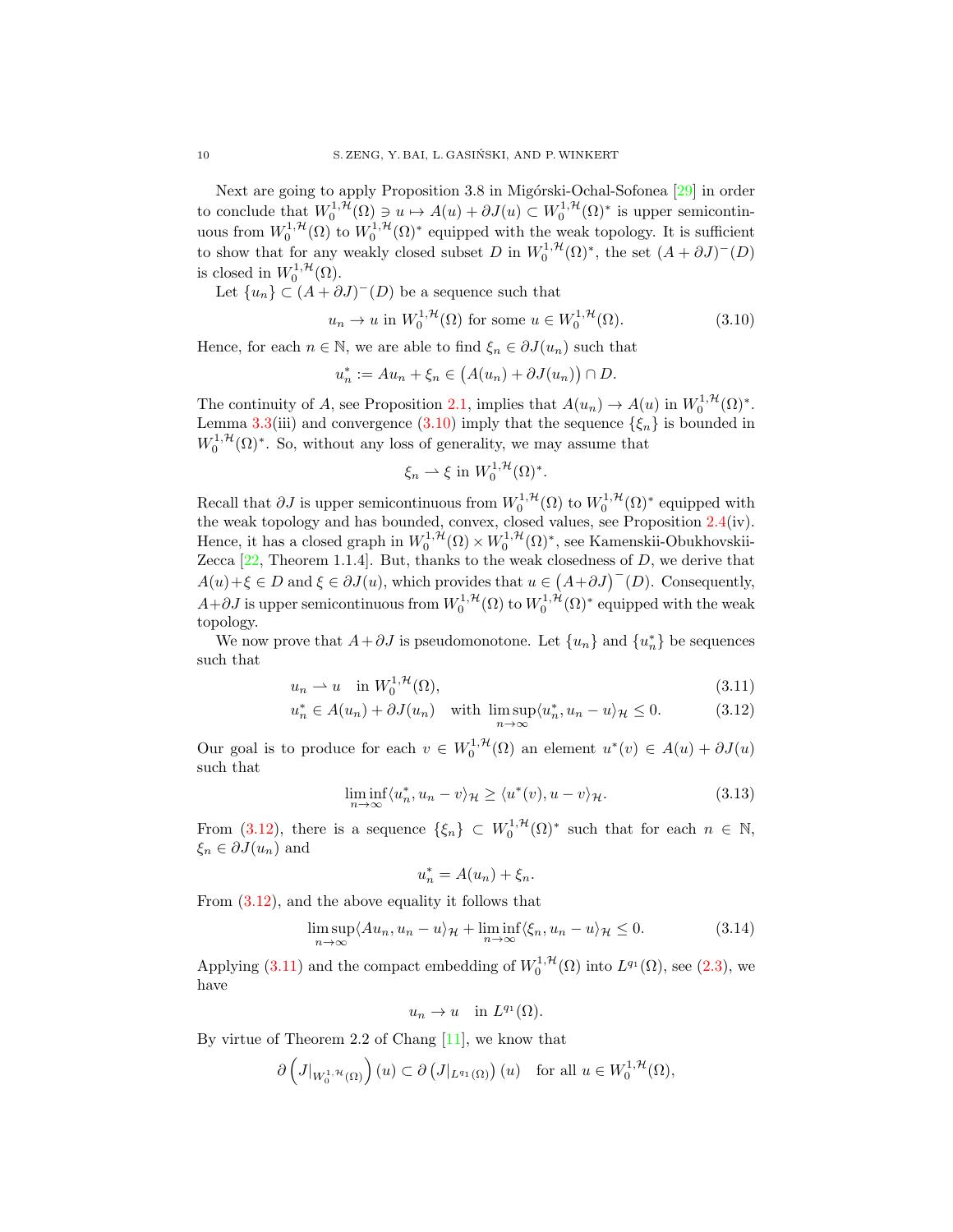Next are going to apply Proposition 3.8 in Migórski-Ochal-Sofonea [29] in order to conclude that $W_0^{1,\mathcal{H}}(\Omega) \ni u \mapsto A(u) + \partial J(u) \subset W_0^{1,\mathcal{H}}(\Omega)^*$ is upper semicontinuous from $W_0^{1,\mathcal{H}}(\Omega)$ to $W_0^{1,\mathcal{H}}(\Omega)^*$ equipped with the weak topology. It is sufficient to show that for any weakly closed subset $D$ in $W_0^{1,\mathcal{H}}(\Omega)^*$, the set $(A + \partial J)^-(D)$ is closed in $W_0^{1,\mathcal{H}}(\Omega)$.

Let $\{u_n\} \subset (A + \partial J)^-(D)$ be a sequence such that

$$u_n \to u \text{ in } W_0^{1,\mathcal{H}}(\Omega) \text{ for some } u \in W_0^{1,\mathcal{H}}(\Omega). \tag{3.10}$$

Hence, for each $n \in \mathbb{N}$, we are able to find $\xi_n \in \partial J(u_n)$ such that

$$u_n^* := Au_n + \xi_n \in \big(A(u_n) + \partial J(u_n)\big) \cap D.$$

The continuity of $A$, see Proposition 2.1, implies that $A(u_n) \to A(u)$ in $W_0^{1,\mathcal{H}}(\Omega)^*$. Lemma 3.3(iii) and convergence (3.10) imply that the sequence $\{\xi_n\}$ is bounded in $W_0^{1,\mathcal{H}}(\Omega)^*$. So, without any loss of generality, we may assume that

$$\xi_n \rightharpoonup \xi \text{ in } W_0^{1,\mathcal{H}}(\Omega)^*.$$

Recall that $\partial J$ is upper semicontinuous from $W_0^{1,\mathcal{H}}(\Omega)$ to $W_0^{1,\mathcal{H}}(\Omega)^*$ equipped with the weak topology and has bounded, convex, closed values, see Proposition 2.4(iv). Hence, it has a closed graph in $W_0^{1,\mathcal{H}}(\Omega) \times W_0^{1,\mathcal{H}}(\Omega)^*$, see Kamenskii-Obukhovskii-Zecca [22, Theorem 1.1.4]. But, thanks to the weak closedness of $D$, we derive that $A(u)+\xi \in D$ and $\xi \in \partial J(u)$, which provides that $u \in \big(A+\partial J\big)^-(D)$. Consequently, $A+\partial J$ is upper semicontinuous from $W_0^{1,\mathcal{H}}(\Omega)$ to $W_0^{1,\mathcal{H}}(\Omega)^*$ equipped with the weak topology.

We now prove that $A + \partial J$ is pseudomonotone. Let $\{u_n\}$ and $\{u_n^*\}$ be sequences such that

$$u_n \rightharpoonup u \quad \text{in } W_0^{1,\mathcal{H}}(\Omega), \tag{3.11}$$

$$u_n^* \in A(u_n) + \partial J(u_n) \quad \text{with } \limsup_{n\to\infty} \langle u_n^*, u_n - u\rangle_{\mathcal{H}} \le 0. \tag{3.12}$$

Our goal is to produce for each $v \in W_0^{1,\mathcal{H}}(\Omega)$ an element $u^*(v) \in A(u) + \partial J(u)$ such that

$$\liminf_{n\to\infty} \langle u_n^*, u_n - v\rangle_{\mathcal{H}} \ge \langle u^*(v), u - v\rangle_{\mathcal{H}}. \tag{3.13}$$

From (3.12), there is a sequence $\{\xi_n\} \subset W_0^{1,\mathcal{H}}(\Omega)^*$ such that for each $n \in \mathbb{N}$, $\xi_n \in \partial J(u_n)$ and

$$u_n^* = A(u_n) + \xi_n.$$

From (3.12), and the above equality it follows that

$$\limsup_{n\to\infty} \langle Au_n, u_n - u\rangle_{\mathcal{H}} + \liminf_{n\to\infty} \langle \xi_n, u_n - u\rangle_{\mathcal{H}} \le 0. \tag{3.14}$$

Applying (3.11) and the compact embedding of $W_0^{1,\mathcal{H}}(\Omega)$ into $L^{q_1}(\Omega)$, see (2.3), we have

$$u_n \to u \quad \text{in } L^{q_1}(\Omega).$$

By virtue of Theorem 2.2 of Chang [11], we know that

$$\partial \left( J|_{W_0^{1,\mathcal{H}}(\Omega)} \right)(u) \subset \partial \left( J|_{L^{q_1}(\Omega)} \right)(u) \quad \text{for all } u \in W_0^{1,\mathcal{H}}(\Omega),$$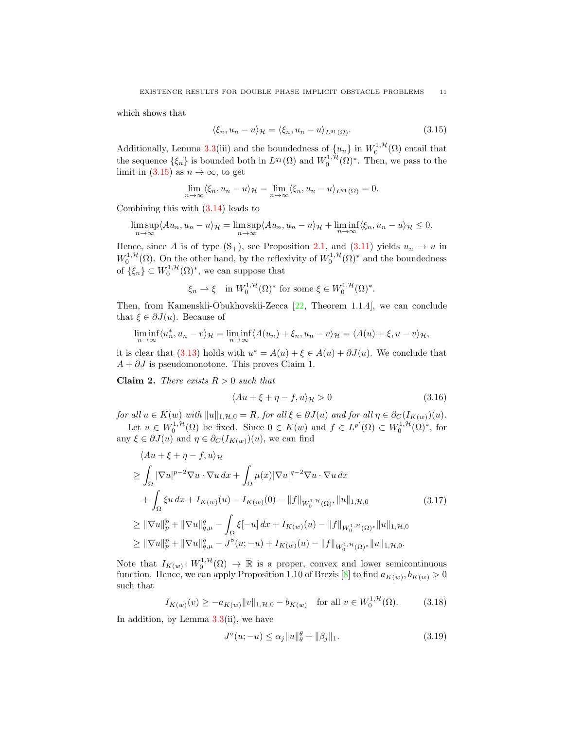which shows that

$$\langle \xi_n, u_n - u\rangle_{\mathcal{H}} = \langle \xi_n, u_n - u\rangle_{L^{q_1}(\Omega)}. \tag{3.15}$$

Additionally, Lemma 3.3(iii) and the boundedness of $\{u_n\}$ in $W_0^{1,\mathcal{H}}(\Omega)$ entail that the sequence $\{\xi_n\}$ is bounded both in $L^{q_1}(\Omega)$ and $W_0^{1,\mathcal{H}}(\Omega)^*$. Then, we pass to the limit in (3.15) as $n \to \infty$, to get

$$\lim_{n\to\infty} \langle \xi_n, u_n - u\rangle_{\mathcal{H}} = \lim_{n\to\infty} \langle \xi_n, u_n - u\rangle_{L^{q_1}(\Omega)} = 0.$$

Combining this with (3.14) leads to

$$\limsup_{n\to\infty} \langle Au_n, u_n - u\rangle_{\mathcal{H}} = \limsup_{n\to\infty} \langle Au_n, u_n - u\rangle_{\mathcal{H}} + \liminf_{n\to\infty} \langle \xi_n, u_n - u\rangle_{\mathcal{H}} \le 0.$$

Hence, since $A$ is of type $(\mathrm{S}_+)$, see Proposition 2.1, and (3.11) yields $u_n \to u$ in $W_0^{1,\mathcal{H}}(\Omega)$. On the other hand, by the reflexivity of $W_0^{1,\mathcal{H}}(\Omega)^*$ and the boundedness of $\{\xi_n\} \subset W_0^{1,\mathcal{H}}(\Omega)^*$, we can suppose that

$$\xi_n \rightharpoonup \xi \quad \text{in } W_0^{1,\mathcal{H}}(\Omega)^* \text{ for some } \xi \in W_0^{1,\mathcal{H}}(\Omega)^*.$$

Then, from Kamenskii-Obukhovskii-Zecca [22, Theorem 1.1.4], we can conclude that $\xi \in \partial J(u)$. Because of

$$\liminf_{n\to\infty} \langle u_n^*, u_n - v\rangle_{\mathcal{H}} = \liminf_{n\to\infty} \langle A(u_n) + \xi_n, u_n - v\rangle_{\mathcal{H}} = \langle A(u) + \xi, u - v\rangle_{\mathcal{H}},$$

it is clear that (3.13) holds with $u^* = A(u) + \xi \in A(u) + \partial J(u)$. We conclude that $A + \partial J$ is pseudomonotone. This proves Claim 1.

**Claim 2.** *There exists $R > 0$ such that*

$$\langle Au + \xi + \eta - f, u\rangle_{\mathcal{H}} > 0 \tag{3.16}$$

*for all $u \in K(w)$ with $\|u\|_{1,\mathcal{H},0} = R$, for all $\xi \in \partial J(u)$ and for all $\eta \in \partial_C(I_{K(w)})(u)$.*

Let $u \in W_0^{1,\mathcal{H}}(\Omega)$ be fixed. Since $0 \in K(w)$ and $f \in L^{p'}(\Omega) \subset W_0^{1,\mathcal{H}}(\Omega)^*$, for any $\xi \in \partial J(u)$ and $\eta \in \partial_C(I_{K(w)})(u)$, we can find

$$\begin{aligned}
&\langle Au + \xi + \eta - f, u\rangle_{\mathcal{H}} \\
&\ge \int_\Omega |\nabla u|^{p-2}\nabla u \cdot \nabla u\,dx + \int_\Omega \mu(x)|\nabla u|^{q-2}\nabla u \cdot \nabla u\,dx \\
&\quad + \int_\Omega \xi u\,dx + I_{K(w)}(u) - I_{K(w)}(0) - \|f\|_{W_0^{1,\mathcal{H}}(\Omega)^*}\|u\|_{1,\mathcal{H},0} \\
&\ge \|\nabla u\|_p^p + \|\nabla u\|_{q,\mu}^q - \int_\Omega \xi[-u]\,dx + I_{K(w)}(u) - \|f\|_{W_0^{1,\mathcal{H}}(\Omega)^*}\|u\|_{1,\mathcal{H},0} \\
&\ge \|\nabla u\|_p^p + \|\nabla u\|_{q,\mu}^q - J^\circ(u;-u) + I_{K(w)}(u) - \|f\|_{W_0^{1,\mathcal{H}}(\Omega)^*}\|u\|_{1,\mathcal{H},0}.
\end{aligned} \tag{3.17}$$

Note that $I_{K(w)} \colon W_0^{1,\mathcal{H}}(\Omega) \to \overline{\mathbb{R}}$ is a proper, convex and lower semicontinuous function. Hence, we can apply Proposition 1.10 of Brezis [8] to find $a_{K(w)}, b_{K(w)} > 0$ such that

$$I_{K(w)}(v) \ge -a_{K(w)}\|v\|_{1,\mathcal{H},0} - b_{K(w)} \quad \text{for all } v \in W_0^{1,\mathcal{H}}(\Omega). \tag{3.18}$$

In addition, by Lemma 3.3(ii), we have

$$J^\circ(u;-u) \le \alpha_j\|u\|_\theta^\theta + \|\beta_j\|_1. \tag{3.19}$$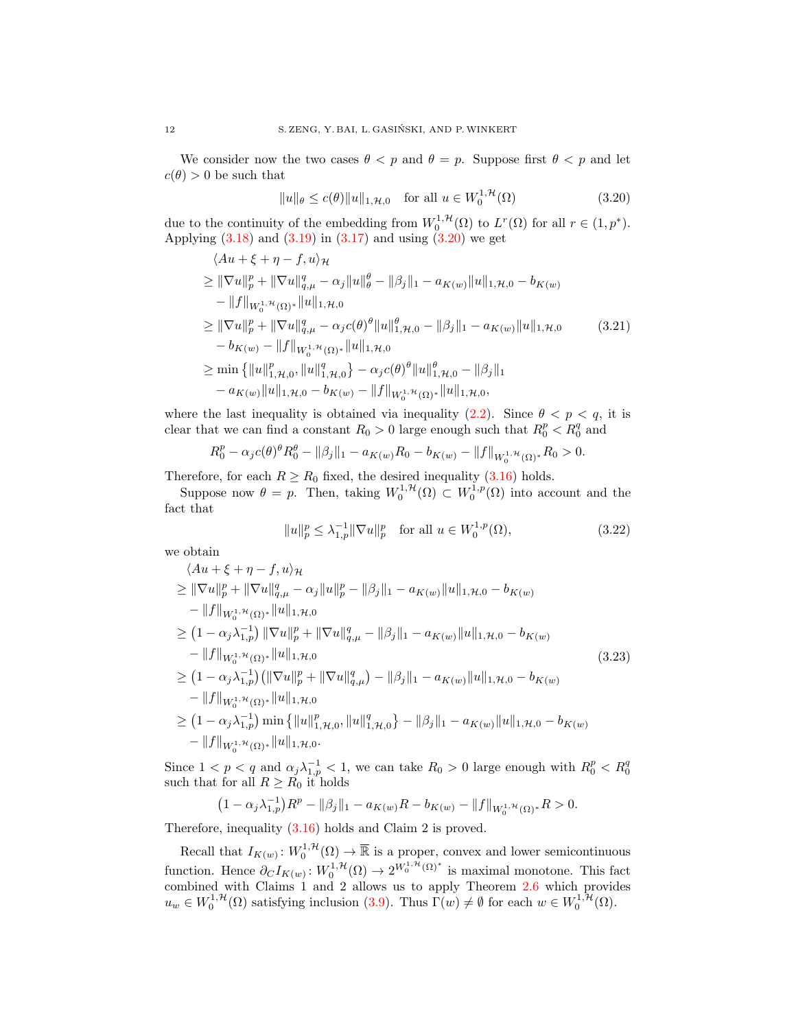We consider now the two cases $\theta < p$ and $\theta = p$. Suppose first $\theta < p$ and let $c(\theta) > 0$ be such that

$$\|u\|_\theta \le c(\theta)\|u\|_{1,\mathcal{H},0} \quad \text{for all } u \in W_0^{1,\mathcal{H}}(\Omega) \tag{3.20}$$

due to the continuity of the embedding from $W_0^{1,\mathcal{H}}(\Omega)$ to $L^r(\Omega)$ for all $r \in (1, p^*)$. Applying (3.18) and (3.19) in (3.17) and using (3.20) we get

$$\begin{aligned}
&\langle Au + \xi + \eta - f, u\rangle_{\mathcal{H}} \\
&\ge \|\nabla u\|_p^p + \|\nabla u\|_{q,\mu}^q - \alpha_j\|u\|_\theta^\theta - \|\beta_j\|_1 - a_{K(w)}\|u\|_{1,\mathcal{H},0} - b_{K(w)} \\
&\quad - \|f\|_{W_0^{1,\mathcal{H}}(\Omega)^*}\|u\|_{1,\mathcal{H},0} \\
&\ge \|\nabla u\|_p^p + \|\nabla u\|_{q,\mu}^q - \alpha_j c(\theta)^\theta\|u\|_{1,\mathcal{H},0}^\theta - \|\beta_j\|_1 - a_{K(w)}\|u\|_{1,\mathcal{H},0} \\
&\quad - b_{K(w)} - \|f\|_{W_0^{1,\mathcal{H}}(\Omega)^*}\|u\|_{1,\mathcal{H},0} \\
&\ge \min\left\{\|u\|_{1,\mathcal{H},0}^p, \|u\|_{1,\mathcal{H},0}^q\right\} - \alpha_j c(\theta)^\theta\|u\|_{1,\mathcal{H},0}^\theta - \|\beta_j\|_1 \\
&\quad - a_{K(w)}\|u\|_{1,\mathcal{H},0} - b_{K(w)} - \|f\|_{W_0^{1,\mathcal{H}}(\Omega)^*}\|u\|_{1,\mathcal{H},0},
\end{aligned} \tag{3.21}$$

where the last inequality is obtained via inequality (2.2). Since $\theta < p < q$, it is clear that we can find a constant $R_0 > 0$ large enough such that $R_0^p < R_0^q$ and

$$R_0^p - \alpha_j c(\theta)^\theta R_0^\theta - \|\beta_j\|_1 - a_{K(w)}R_0 - b_{K(w)} - \|f\|_{W_0^{1,\mathcal{H}}(\Omega)^*}R_0 > 0.$$

Therefore, for each $R \ge R_0$ fixed, the desired inequality (3.16) holds.

Suppose now $\theta = p$. Then, taking $W_0^{1,\mathcal{H}}(\Omega) \subset W_0^{1,p}(\Omega)$ into account and the fact that

$$\|u\|_p^p \le \lambda_{1,p}^{-1}\|\nabla u\|_p^p \quad \text{for all } u \in W_0^{1,p}(\Omega), \tag{3.22}$$

we obtain

$$\begin{aligned}
&\langle Au + \xi + \eta - f, u\rangle_{\mathcal{H}} \\
&\ge \|\nabla u\|_p^p + \|\nabla u\|_{q,\mu}^q - \alpha_j\|u\|_p^p - \|\beta_j\|_1 - a_{K(w)}\|u\|_{1,\mathcal{H},0} - b_{K(w)} \\
&\quad - \|f\|_{W_0^{1,\mathcal{H}}(\Omega)^*}\|u\|_{1,\mathcal{H},0} \\
&\ge \left(1 - \alpha_j\lambda_{1,p}^{-1}\right)\|\nabla u\|_p^p + \|\nabla u\|_{q,\mu}^q - \|\beta_j\|_1 - a_{K(w)}\|u\|_{1,\mathcal{H},0} - b_{K(w)} \\
&\quad - \|f\|_{W_0^{1,\mathcal{H}}(\Omega)^*}\|u\|_{1,\mathcal{H},0} \\
&\ge \left(1 - \alpha_j\lambda_{1,p}^{-1}\right)\left(\|\nabla u\|_p^p + \|\nabla u\|_{q,\mu}^q\right) - \|\beta_j\|_1 - a_{K(w)}\|u\|_{1,\mathcal{H},0} - b_{K(w)} \\
&\quad - \|f\|_{W_0^{1,\mathcal{H}}(\Omega)^*}\|u\|_{1,\mathcal{H},0} \\
&\ge \left(1 - \alpha_j\lambda_{1,p}^{-1}\right)\min\left\{\|u\|_{1,\mathcal{H},0}^p, \|u\|_{1,\mathcal{H},0}^q\right\} - \|\beta_j\|_1 - a_{K(w)}\|u\|_{1,\mathcal{H},0} - b_{K(w)} \\
&\quad - \|f\|_{W_0^{1,\mathcal{H}}(\Omega)^*}\|u\|_{1,\mathcal{H},0}.
\end{aligned} \tag{3.23}$$

Since $1 < p < q$ and $\alpha_j\lambda_{1,p}^{-1} < 1$, we can take $R_0 > 0$ large enough with $R_0^p < R_0^q$ such that for all $R \ge R_0$ it holds

$$\left(1 - \alpha_j\lambda_{1,p}^{-1}\right)R^p - \|\beta_j\|_1 - a_{K(w)}R - b_{K(w)} - \|f\|_{W_0^{1,\mathcal{H}}(\Omega)^*}R > 0.$$

Therefore, inequality (3.16) holds and Claim 2 is proved.

Recall that $I_{K(w)}\colon W_0^{1,\mathcal{H}}(\Omega) \to \overline{\mathbb{R}}$ is a proper, convex and lower semicontinuous function. Hence $\partial_C I_{K(w)}\colon W_0^{1,\mathcal{H}}(\Omega) \to 2^{W_0^{1,\mathcal{H}}(\Omega)^*}$ is maximal monotone. This fact combined with Claims 1 and 2 allows us to apply Theorem 2.6 which provides $u_w \in W_0^{1,\mathcal{H}}(\Omega)$ satisfying inclusion (3.9). Thus $\Gamma(w) \neq \emptyset$ for each $w \in W_0^{1,\mathcal{H}}(\Omega)$.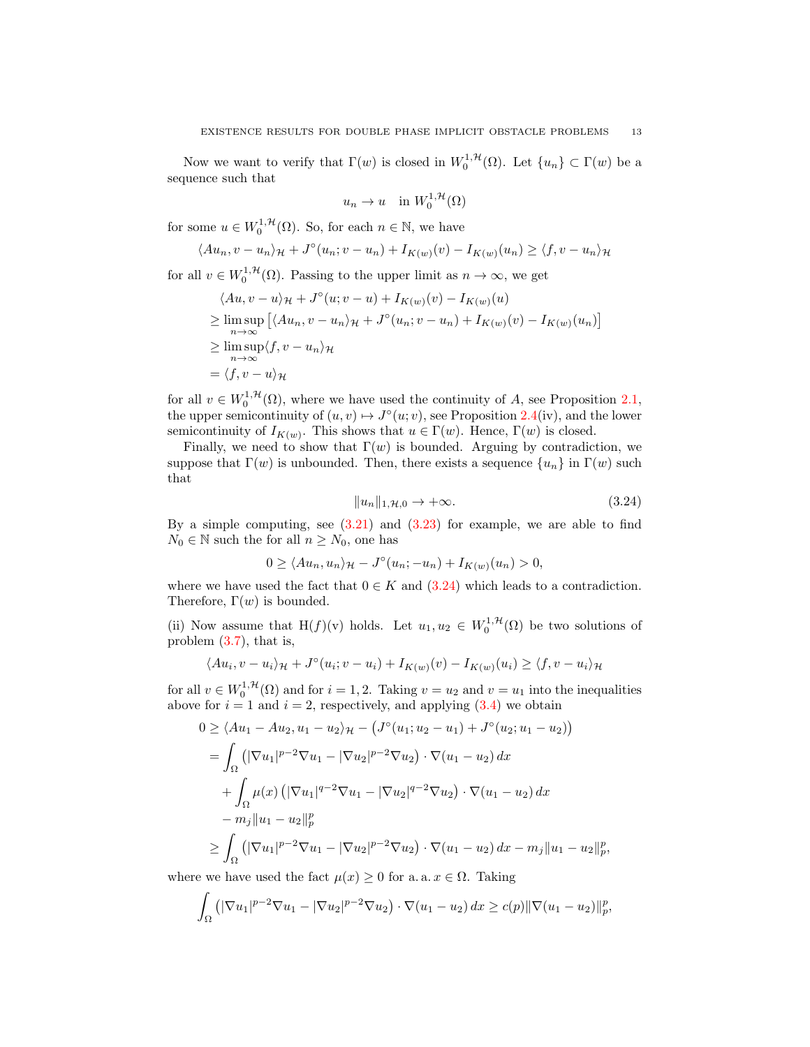Now we want to verify that $\Gamma(w)$ is closed in $W_0^{1,\mathcal{H}}(\Omega)$. Let $\{u_n\} \subset \Gamma(w)$ be a sequence such that

$$u_n \to u \quad \text{in } W_0^{1,\mathcal{H}}(\Omega)$$

for some $u \in W_0^{1,\mathcal{H}}(\Omega)$. So, for each $n \in \mathbb{N}$, we have

$$\langle Au_n, v - u_n\rangle_{\mathcal{H}} + J^\circ(u_n; v - u_n) + I_{K(w)}(v) - I_{K(w)}(u_n) \geq \langle f, v - u_n\rangle_{\mathcal{H}}$$

for all $v \in W_0^{1,\mathcal{H}}(\Omega)$. Passing to the upper limit as $n \to \infty$, we get

$$\begin{aligned}
&\langle Au, v - u\rangle_{\mathcal{H}} + J^\circ(u; v - u) + I_{K(w)}(v) - I_{K(w)}(u)\\
&\geq \limsup_{n\to\infty} \left[\langle Au_n, v - u_n\rangle_{\mathcal{H}} + J^\circ(u_n; v - u_n) + I_{K(w)}(v) - I_{K(w)}(u_n)\right]\\
&\geq \limsup_{n\to\infty} \langle f, v - u_n\rangle_{\mathcal{H}}\\
&= \langle f, v - u\rangle_{\mathcal{H}}
\end{aligned}$$

for all $v \in W_0^{1,\mathcal{H}}(\Omega)$, where we have used the continuity of $A$, see Proposition 2.1, the upper semicontinuity of $(u, v) \mapsto J^\circ(u; v)$, see Proposition 2.4(iv), and the lower semicontinuity of $I_{K(w)}$. This shows that $u \in \Gamma(w)$. Hence, $\Gamma(w)$ is closed.

Finally, we need to show that $\Gamma(w)$ is bounded. Arguing by contradiction, we suppose that $\Gamma(w)$ is unbounded. Then, there exists a sequence $\{u_n\}$ in $\Gamma(w)$ such that

$$\|u_n\|_{1,\mathcal{H},0} \to +\infty. \tag{3.24}$$

By a simple computing, see (3.21) and (3.23) for example, we are able to find $N_0 \in \mathbb{N}$ such the for all $n \geq N_0$, one has

$$0 \geq \langle Au_n, u_n\rangle_{\mathcal{H}} - J^\circ(u_n; -u_n) + I_{K(w)}(u_n) > 0,$$

where we have used the fact that $0 \in K$ and (3.24) which leads to a contradiction. Therefore, $\Gamma(w)$ is bounded.

(ii) Now assume that H$(f)$(v) holds. Let $u_1, u_2 \in W_0^{1,\mathcal{H}}(\Omega)$ be two solutions of problem (3.7), that is,

$$\langle Au_i, v - u_i\rangle_{\mathcal{H}} + J^\circ(u_i; v - u_i) + I_{K(w)}(v) - I_{K(w)}(u_i) \geq \langle f, v - u_i\rangle_{\mathcal{H}}$$

for all $v \in W_0^{1,\mathcal{H}}(\Omega)$ and for $i = 1, 2$. Taking $v = u_2$ and $v = u_1$ into the inequalities above for $i = 1$ and $i = 2$, respectively, and applying (3.4) we obtain

$$\begin{aligned}
0 &\geq \langle Au_1 - Au_2, u_1 - u_2\rangle_{\mathcal{H}} - \left(J^\circ(u_1; u_2 - u_1) + J^\circ(u_2; u_1 - u_2)\right)\\
&= \int_\Omega \left(|\nabla u_1|^{p-2}\nabla u_1 - |\nabla u_2|^{p-2}\nabla u_2\right) \cdot \nabla(u_1 - u_2)\,dx\\
&\quad + \int_\Omega \mu(x)\left(|\nabla u_1|^{q-2}\nabla u_1 - |\nabla u_2|^{q-2}\nabla u_2\right) \cdot \nabla(u_1 - u_2)\,dx\\
&\quad - m_j\|u_1 - u_2\|_p^p\\
&\geq \int_\Omega \left(|\nabla u_1|^{p-2}\nabla u_1 - |\nabla u_2|^{p-2}\nabla u_2\right) \cdot \nabla(u_1 - u_2)\,dx - m_j\|u_1 - u_2\|_p^p,
\end{aligned}$$

where we have used the fact $\mu(x) \geq 0$ for a. a. $x \in \Omega$. Taking

$$\int_\Omega \left(|\nabla u_1|^{p-2}\nabla u_1 - |\nabla u_2|^{p-2}\nabla u_2\right) \cdot \nabla(u_1 - u_2)\,dx \geq c(p)\|\nabla(u_1 - u_2)\|_p^p,$$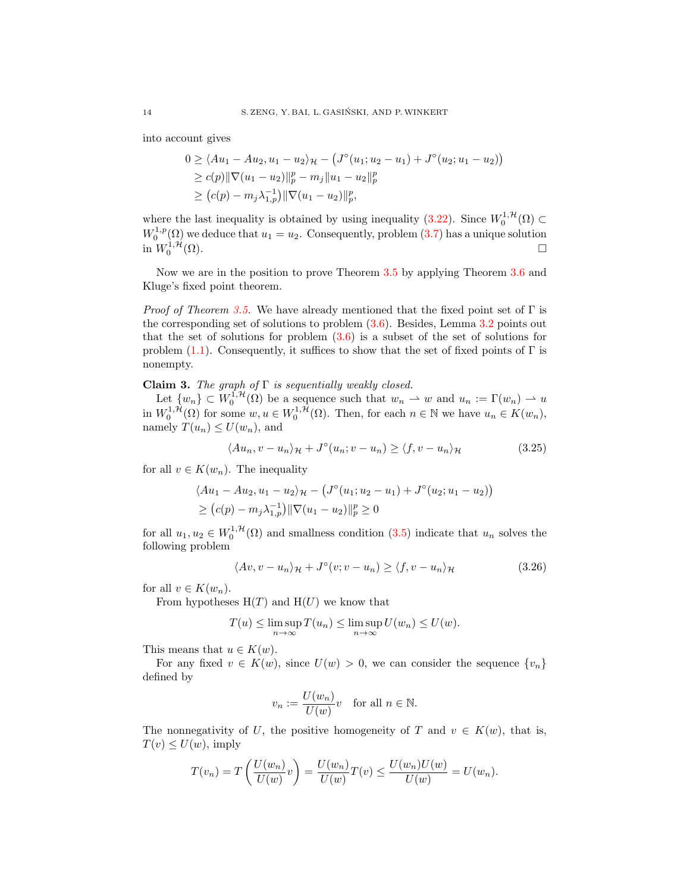into account gives

$$
\begin{aligned}
0 &\geq \langle Au_1 - Au_2, u_1 - u_2\rangle_{\mathcal{H}} - \big(J^\circ(u_1; u_2 - u_1) + J^\circ(u_2; u_1 - u_2)\big)\\
&\geq c(p)\|\nabla(u_1 - u_2)\|_p^p - m_j\|u_1 - u_2\|_p^p\\
&\geq \big(c(p) - m_j\lambda_{1,p}^{-1}\big)\|\nabla(u_1 - u_2)\|_p^p,
\end{aligned}
$$

where the last inequality is obtained by using inequality (3.22). Since $W_0^{1,\mathcal{H}}(\Omega) \subset W_0^{1,p}(\Omega)$ we deduce that $u_1 = u_2$. Consequently, problem (3.7) has a unique solution in $W_0^{1,\mathcal{H}}(\Omega)$. □

Now we are in the position to prove Theorem 3.5 by applying Theorem 3.6 and Kluge's fixed point theorem.

*Proof of Theorem 3.5.* We have already mentioned that the fixed point set of $\Gamma$ is the corresponding set of solutions to problem (3.6). Besides, Lemma 3.2 points out that the set of solutions for problem (3.6) is a subset of the set of solutions for problem (1.1). Consequently, it suffices to show that the set of fixed points of $\Gamma$ is nonempty.

**Claim 3.** *The graph of $\Gamma$ is sequentially weakly closed.*

Let $\{w_n\} \subset W_0^{1,\mathcal{H}}(\Omega)$ be a sequence such that $w_n \rightharpoonup w$ and $u_n := \Gamma(w_n) \rightharpoonup u$ in $W_0^{1,\mathcal{H}}(\Omega)$ for some $w, u \in W_0^{1,\mathcal{H}}(\Omega)$. Then, for each $n \in \mathbb{N}$ we have $u_n \in K(w_n)$, namely $T(u_n) \leq U(w_n)$, and

$$
\langle Au_n, v - u_n\rangle_{\mathcal{H}} + J^\circ(u_n; v - u_n) \geq \langle f, v - u_n\rangle_{\mathcal{H}} \tag{3.25}
$$

for all $v \in K(w_n)$. The inequality

$$
\begin{aligned}
&\langle Au_1 - Au_2, u_1 - u_2\rangle_{\mathcal{H}} - \big(J^\circ(u_1; u_2 - u_1) + J^\circ(u_2; u_1 - u_2)\big)\\
&\geq \big(c(p) - m_j\lambda_{1,p}^{-1}\big)\|\nabla(u_1 - u_2)\|_p^p \geq 0
\end{aligned}
$$

for all $u_1, u_2 \in W_0^{1,\mathcal{H}}(\Omega)$ and smallness condition (3.5) indicate that $u_n$ solves the following problem

$$
\langle Av, v - u_n\rangle_{\mathcal{H}} + J^\circ(v; v - u_n) \geq \langle f, v - u_n\rangle_{\mathcal{H}} \tag{3.26}
$$

for all $v \in K(w_n)$.

From hypotheses H($T$) and H($U$) we know that

$$
T(u) \leq \limsup_{n\to\infty} T(u_n) \leq \limsup_{n\to\infty} U(w_n) \leq U(w).
$$

This means that $u \in K(w)$.

For any fixed $v \in K(w)$, since $U(w) > 0$, we can consider the sequence $\{v_n\}$ defined by

$$
v_n := \frac{U(w_n)}{U(w)} v \quad \text{for all } n \in \mathbb{N}.
$$

The nonnegativity of $U$, the positive homogeneity of $T$ and $v \in K(w)$, that is, $T(v) \leq U(w)$, imply

$$
T(v_n) = T\left(\frac{U(w_n)}{U(w)} v\right) = \frac{U(w_n)}{U(w)} T(v) \leq \frac{U(w_n)U(w)}{U(w)} = U(w_n).
$$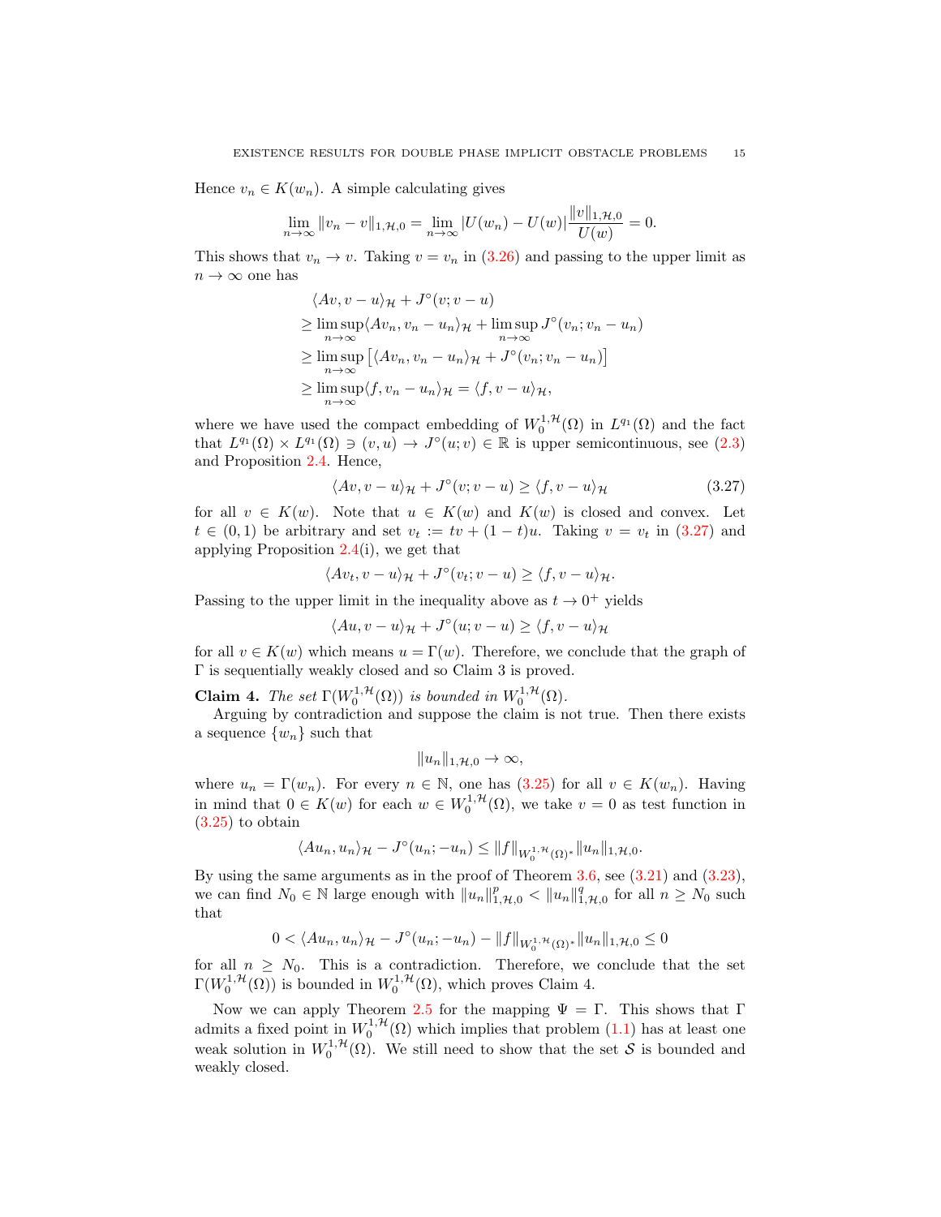Hence $v_n \in K(w_n)$. A simple calculating gives

$$\lim_{n\to\infty} \|v_n - v\|_{1,\mathcal{H},0} = \lim_{n\to\infty} |U(w_n) - U(w)| \frac{\|v\|_{1,\mathcal{H},0}}{U(w)} = 0.$$

This shows that $v_n \to v$. Taking $v = v_n$ in (3.26) and passing to the upper limit as $n \to \infty$ one has

$$\begin{aligned}
&\langle Av, v-u\rangle_{\mathcal{H}} + J^\circ(v; v-u) \\
&\geq \limsup_{n\to\infty} \langle Av_n, v_n - u_n\rangle_{\mathcal{H}} + \limsup_{n\to\infty} J^\circ(v_n; v_n - u_n) \\
&\geq \limsup_{n\to\infty} \left[\langle Av_n, v_n - u_n\rangle_{\mathcal{H}} + J^\circ(v_n; v_n - u_n)\right] \\
&\geq \limsup_{n\to\infty} \langle f, v_n - u_n\rangle_{\mathcal{H}} = \langle f, v-u\rangle_{\mathcal{H}},
\end{aligned}$$

where we have used the compact embedding of $W_0^{1,\mathcal{H}}(\Omega)$ in $L^{q_1}(\Omega)$ and the fact that $L^{q_1}(\Omega) \times L^{q_1}(\Omega) \ni (v,u) \to J^\circ(u; v) \in \mathbb{R}$ is upper semicontinuous, see (2.3) and Proposition 2.4. Hence,

$$\langle Av, v-u\rangle_{\mathcal{H}} + J^\circ(v; v-u) \geq \langle f, v-u\rangle_{\mathcal{H}} \tag{3.27}$$

for all $v \in K(w)$. Note that $u \in K(w)$ and $K(w)$ is closed and convex. Let $t \in (0,1)$ be arbitrary and set $v_t := tv + (1-t)u$. Taking $v = v_t$ in (3.27) and applying Proposition 2.4(i), we get that

$$\langle Av_t, v-u\rangle_{\mathcal{H}} + J^\circ(v_t; v-u) \geq \langle f, v-u\rangle_{\mathcal{H}}.$$

Passing to the upper limit in the inequality above as $t \to 0^+$ yields

$$\langle Au, v-u\rangle_{\mathcal{H}} + J^\circ(u; v-u) \geq \langle f, v-u\rangle_{\mathcal{H}}$$

for all $v \in K(w)$ which means $u = \Gamma(w)$. Therefore, we conclude that the graph of $\Gamma$ is sequentially weakly closed and so Claim 3 is proved.

**Claim 4.** *The set $\Gamma(W_0^{1,\mathcal{H}}(\Omega))$ is bounded in $W_0^{1,\mathcal{H}}(\Omega)$.*

Arguing by contradiction and suppose the claim is not true. Then there exists a sequence $\{w_n\}$ such that

$$\|u_n\|_{1,\mathcal{H},0} \to \infty,$$

where $u_n = \Gamma(w_n)$. For every $n \in \mathbb{N}$, one has (3.25) for all $v \in K(w_n)$. Having in mind that $0 \in K(w)$ for each $w \in W_0^{1,\mathcal{H}}(\Omega)$, we take $v = 0$ as test function in (3.25) to obtain

$$\langle Au_n, u_n\rangle_{\mathcal{H}} - J^\circ(u_n; -u_n) \leq \|f\|_{W_0^{1,\mathcal{H}}(\Omega)^*} \|u_n\|_{1,\mathcal{H},0}.$$

By using the same arguments as in the proof of Theorem 3.6, see (3.21) and (3.23), we can find $N_0 \in \mathbb{N}$ large enough with $\|u_n\|^p_{1,\mathcal{H},0} < \|u_n\|^q_{1,\mathcal{H},0}$ for all $n \geq N_0$ such that

$$0 < \langle Au_n, u_n\rangle_{\mathcal{H}} - J^\circ(u_n; -u_n) - \|f\|_{W_0^{1,\mathcal{H}}(\Omega)^*} \|u_n\|_{1,\mathcal{H},0} \leq 0$$

for all $n \geq N_0$. This is a contradiction. Therefore, we conclude that the set $\Gamma(W_0^{1,\mathcal{H}}(\Omega))$ is bounded in $W_0^{1,\mathcal{H}}(\Omega)$, which proves Claim 4.

Now we can apply Theorem 2.5 for the mapping $\Psi = \Gamma$. This shows that $\Gamma$ admits a fixed point in $W_0^{1,\mathcal{H}}(\Omega)$ which implies that problem (1.1) has at least one weak solution in $W_0^{1,\mathcal{H}}(\Omega)$. We still need to show that the set $\mathcal{S}$ is bounded and weakly closed.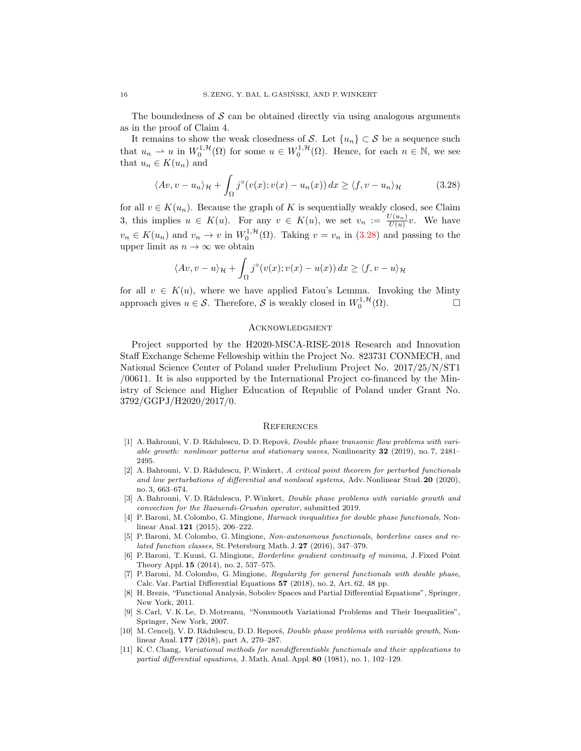The boundedness of $\mathcal{S}$ can be obtained directly via using analogous arguments as in the proof of Claim 4.

It remains to show the weak closedness of $\mathcal{S}$. Let $\{u_n\} \subset \mathcal{S}$ be a sequence such that $u_n \rightharpoonup u$ in $W_0^{1,\mathcal{H}}(\Omega)$ for some $u \in W_0^{1,\mathcal{H}}(\Omega)$. Hence, for each $n \in \mathbb{N}$, we see that $u_n \in K(u_n)$ and

$$\langle Av, v - u_n \rangle_{\mathcal{H}} + \int_\Omega j^\circ(v(x); v(x) - u_n(x))\, dx \geq \langle f, v - u_n \rangle_{\mathcal{H}} \tag{3.28}$$

for all $v \in K(u_n)$. Because the graph of $K$ is sequentially weakly closed, see Claim 3, this implies $u \in K(u)$. For any $v \in K(u)$, we set $v_n := \frac{U(u_n)}{U(u)} v$. We have $v_n \in K(u_n)$ and $v_n \to v$ in $W_0^{1,\mathcal{H}}(\Omega)$. Taking $v = v_n$ in (3.28) and passing to the upper limit as $n \to \infty$ we obtain

$$\langle Av, v - u \rangle_{\mathcal{H}} + \int_\Omega j^\circ(v(x); v(x) - u(x))\, dx \geq \langle f, v - u \rangle_{\mathcal{H}}$$

for all $v \in K(u)$, where we have applied Fatou's Lemma. Invoking the Minty approach gives $u \in \mathcal{S}$. Therefore, $\mathcal{S}$ is weakly closed in $W_0^{1,\mathcal{H}}(\Omega)$. □

## Acknowledgment

Project supported by the H2020-MSCA-RISE-2018 Research and Innovation Staff Exchange Scheme Fellowship within the Project No. 823731 CONMECH, and National Science Center of Poland under Preludium Project No. 2017/25/N/ST1 /00611. It is also supported by the International Project co-financed by the Ministry of Science and Higher Education of Republic of Poland under Grant No. 3792/GGPJ/H2020/2017/0.

## References

[1] A. Bahrouni, V. D. Rădulescu, D. D. Repovš, *Double phase transonic flow problems with variable growth: nonlinear patterns and stationary waves*, Nonlinearity **32** (2019), no. 7, 2481–2495.

[2] A. Bahrouni, V. D. Rădulescu, P. Winkert, *A critical point theorem for perturbed functionals and low perturbations of differential and nonlocal systems*, Adv. Nonlinear Stud. **20** (2020), no. 3, 663–674.

[3] A. Bahrouni, V. D. Rădulescu, P. Winkert, *Double phase problems with variable growth and convection for the Baouendi-Grushin operator*, submitted 2019.

[4] P. Baroni, M. Colombo, G. Mingione, *Harnack inequalities for double phase functionals*, Nonlinear Anal. **121** (2015), 206–222.

[5] P. Baroni, M. Colombo, G. Mingione, *Non-autonomous functionals, borderline cases and related function classes*, St. Petersburg Math. J. **27** (2016), 347–379.

[6] P. Baroni, T. Kuusi, G. Mingione, *Borderline gradient continuity of minima*, J. Fixed Point Theory Appl. **15** (2014), no. 2, 537–575.

[7] P. Baroni, M. Colombo, G. Mingione, *Regularity for general functionals with double phase*, Calc. Var. Partial Differential Equations **57** (2018), no. 2, Art. 62, 48 pp.

[8] H. Brezis, "Functional Analysis, Sobolev Spaces and Partial Differential Equations", Springer, New York, 2011.

[9] S. Carl, V. K. Le, D. Motreanu, "Nonsmooth Variational Problems and Their Inequalities", Springer, New York, 2007.

[10] M. Cencelj, V. D. Rădulescu, D. D. Repovš, *Double phase problems with variable growth*, Nonlinear Anal. **177** (2018), part A, 270–287.

[11] K. C. Chang, *Variational methods for nondifferentiable functionals and their applications to partial differential equations*, J. Math. Anal. Appl. **80** (1981), no. 1, 102–129.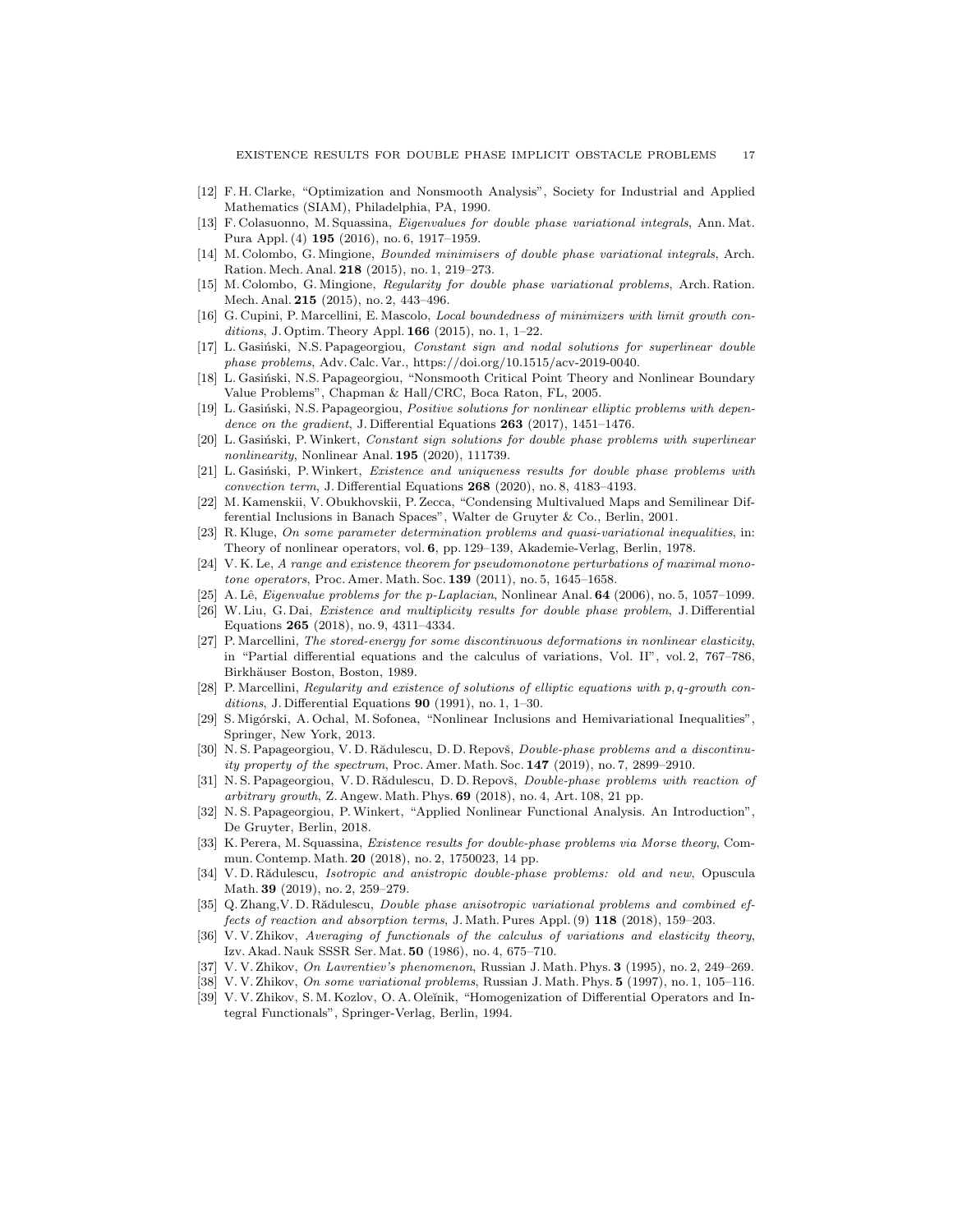[12] F. H. Clarke, "Optimization and Nonsmooth Analysis", Society for Industrial and Applied Mathematics (SIAM), Philadelphia, PA, 1990.

[13] F. Colasuonno, M. Squassina, *Eigenvalues for double phase variational integrals*, Ann. Mat. Pura Appl. (4) **195** (2016), no. 6, 1917–1959.

[14] M. Colombo, G. Mingione, *Bounded minimisers of double phase variational integrals*, Arch. Ration. Mech. Anal. **218** (2015), no. 1, 219–273.

[15] M. Colombo, G. Mingione, *Regularity for double phase variational problems*, Arch. Ration. Mech. Anal. **215** (2015), no. 2, 443–496.

[16] G. Cupini, P. Marcellini, E. Mascolo, *Local boundedness of minimizers with limit growth conditions*, J. Optim. Theory Appl. **166** (2015), no. 1, 1–22.

[17] L. Gasiński, N.S. Papageorgiou, *Constant sign and nodal solutions for superlinear double phase problems*, Adv. Calc. Var., https://doi.org/10.1515/acv-2019-0040.

[18] L. Gasiński, N.S. Papageorgiou, "Nonsmooth Critical Point Theory and Nonlinear Boundary Value Problems", Chapman & Hall/CRC, Boca Raton, FL, 2005.

[19] L. Gasiński, N.S. Papageorgiou, *Positive solutions for nonlinear elliptic problems with dependence on the gradient*, J. Differential Equations **263** (2017), 1451–1476.

[20] L. Gasiński, P. Winkert, *Constant sign solutions for double phase problems with superlinear nonlinearity*, Nonlinear Anal. **195** (2020), 111739.

[21] L. Gasiński, P. Winkert, *Existence and uniqueness results for double phase problems with convection term*, J. Differential Equations **268** (2020), no. 8, 4183–4193.

[22] M. Kamenskii, V. Obukhovskii, P. Zecca, "Condensing Multivalued Maps and Semilinear Differential Inclusions in Banach Spaces", Walter de Gruyter & Co., Berlin, 2001.

[23] R. Kluge, *On some parameter determination problems and quasi-variational inequalities*, in: Theory of nonlinear operators, vol. **6**, pp. 129–139, Akademie-Verlag, Berlin, 1978.

[24] V. K. Le, *A range and existence theorem for pseudomonotone perturbations of maximal monotone operators*, Proc. Amer. Math. Soc. **139** (2011), no. 5, 1645–1658.

[25] A. Lê, *Eigenvalue problems for the p-Laplacian*, Nonlinear Anal. **64** (2006), no. 5, 1057–1099.

[26] W. Liu, G. Dai, *Existence and multiplicity results for double phase problem*, J. Differential Equations **265** (2018), no. 9, 4311–4334.

[27] P. Marcellini, *The stored-energy for some discontinuous deformations in nonlinear elasticity*, in "Partial differential equations and the calculus of variations, Vol. II", vol. 2, 767–786, Birkhäuser Boston, Boston, 1989.

[28] P. Marcellini, *Regularity and existence of solutions of elliptic equations with p, q-growth conditions*, J. Differential Equations **90** (1991), no. 1, 1–30.

[29] S. Migórski, A. Ochal, M. Sofonea, "Nonlinear Inclusions and Hemivariational Inequalities", Springer, New York, 2013.

[30] N. S. Papageorgiou, V. D. Rădulescu, D. D. Repovš, *Double-phase problems and a discontinuity property of the spectrum*, Proc. Amer. Math. Soc. **147** (2019), no. 7, 2899–2910.

[31] N. S. Papageorgiou, V. D. Rădulescu, D. D. Repovš, *Double-phase problems with reaction of arbitrary growth*, Z. Angew. Math. Phys. **69** (2018), no. 4, Art. 108, 21 pp.

[32] N. S. Papageorgiou, P. Winkert, "Applied Nonlinear Functional Analysis. An Introduction", De Gruyter, Berlin, 2018.

[33] K. Perera, M. Squassina, *Existence results for double-phase problems via Morse theory*, Commun. Contemp. Math. **20** (2018), no. 2, 1750023, 14 pp.

[34] V. D. Rădulescu, *Isotropic and anistropic double-phase problems: old and new*, Opuscula Math. **39** (2019), no. 2, 259–279.

[35] Q. Zhang,V. D. Rădulescu, *Double phase anisotropic variational problems and combined effects of reaction and absorption terms*, J. Math. Pures Appl. (9) **118** (2018), 159–203.

[36] V. V. Zhikov, *Averaging of functionals of the calculus of variations and elasticity theory*, Izv. Akad. Nauk SSSR Ser. Mat. **50** (1986), no. 4, 675–710.

[37] V. V. Zhikov, *On Lavrentiev's phenomenon*, Russian J. Math. Phys. **3** (1995), no. 2, 249–269.

[38] V. V. Zhikov, *On some variational problems*, Russian J. Math. Phys. **5** (1997), no. 1, 105–116.

[39] V. V. Zhikov, S. M. Kozlov, O. A. Oleĭnik, "Homogenization of Differential Operators and Integral Functionals", Springer-Verlag, Berlin, 1994.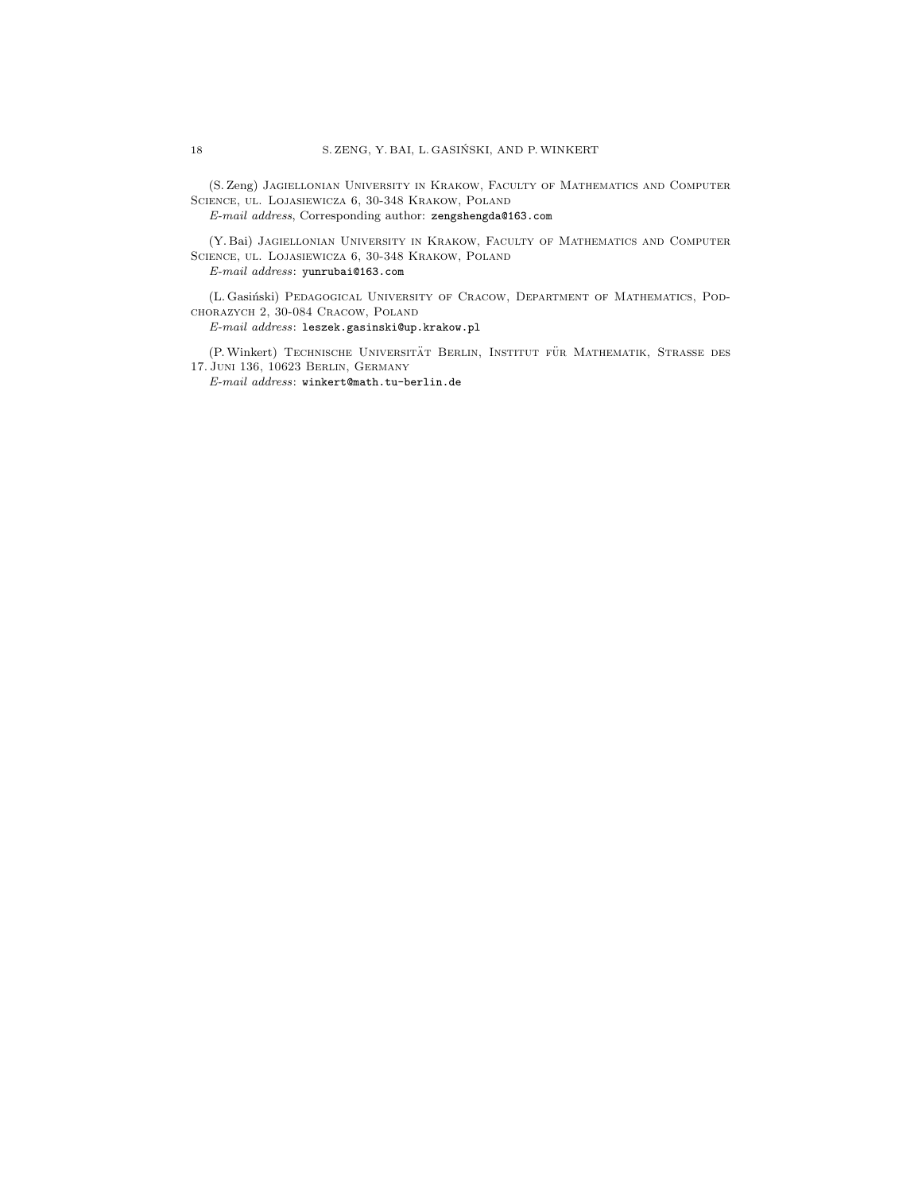(S. Zeng) Jagiellonian University in Krakow, Faculty of Mathematics and Computer Science, ul. Lojasiewicza 6, 30-348 Krakow, Poland

*E-mail address*, Corresponding author: zengshengda@163.com

(Y. Bai) Jagiellonian University in Krakow, Faculty of Mathematics and Computer Science, ul. Lojasiewicza 6, 30-348 Krakow, Poland

*E-mail address*: yunrubai@163.com

(L. Gasiński) Pedagogical University of Cracow, Department of Mathematics, Podchorazych 2, 30-084 Cracow, Poland

*E-mail address*: leszek.gasinski@up.krakow.pl

(P. Winkert) Technische Universität Berlin, Institut für Mathematik, Strasse des 17. Juni 136, 10623 Berlin, Germany

*E-mail address*: winkert@math.tu-berlin.de